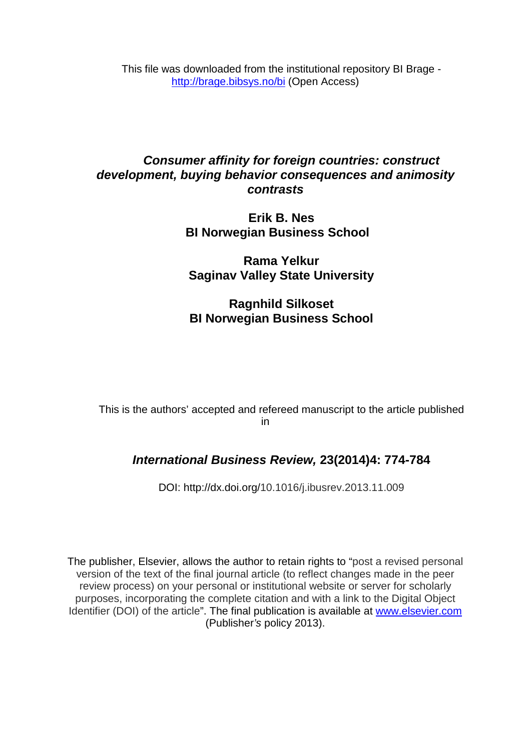This file was downloaded from the institutional repository BI Brage - http://brage.bibsys.no/bi (Open Access)

# *Consumer affinity for foreign countries: construct development, buying behavior consequences and animosity contrasts*

**Erik B. Nes**
**BI Norwegian Business School**

**Rama Yelkur**
**Saginav Valley State University**

**Ragnhild Silkoset**
**BI Norwegian Business School**

This is the authors' accepted and refereed manuscript to the article published in

***International Business Review,* 23(2014)4: 774-784**

DOI: http://dx.doi.org/10.1016/j.ibusrev.2013.11.009

The publisher, Elsevier, allows the author to retain rights to "post a revised personal version of the text of the final journal article (to reflect changes made in the peer review process) on your personal or institutional website or server for scholarly purposes, incorporating the complete citation and with a link to the Digital Object Identifier (DOI) of the article". The final publication is available at www.elsevier.com (Publisher*'s* policy 2013).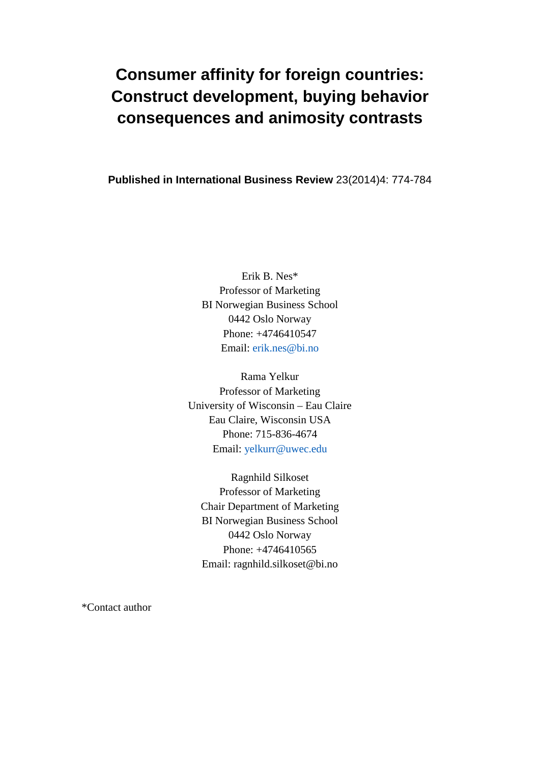# Consumer affinity for foreign countries: Construct development, buying behavior consequences and animosity contrasts

**Published in International Business Review** 23(2014)4: 774-784

Erik B. Nes*
Professor of Marketing
BI Norwegian Business School
0442 Oslo Norway
Phone: +4746410547
Email: erik.nes@bi.no

Rama Yelkur
Professor of Marketing
University of Wisconsin – Eau Claire
Eau Claire, Wisconsin USA
Phone: 715-836-4674
Email: yelkurr@uwec.edu

Ragnhild Silkoset
Professor of Marketing
Chair Department of Marketing
BI Norwegian Business School
0442 Oslo Norway
Phone: +4746410565
Email: ragnhild.silkoset@bi.no

*Contact author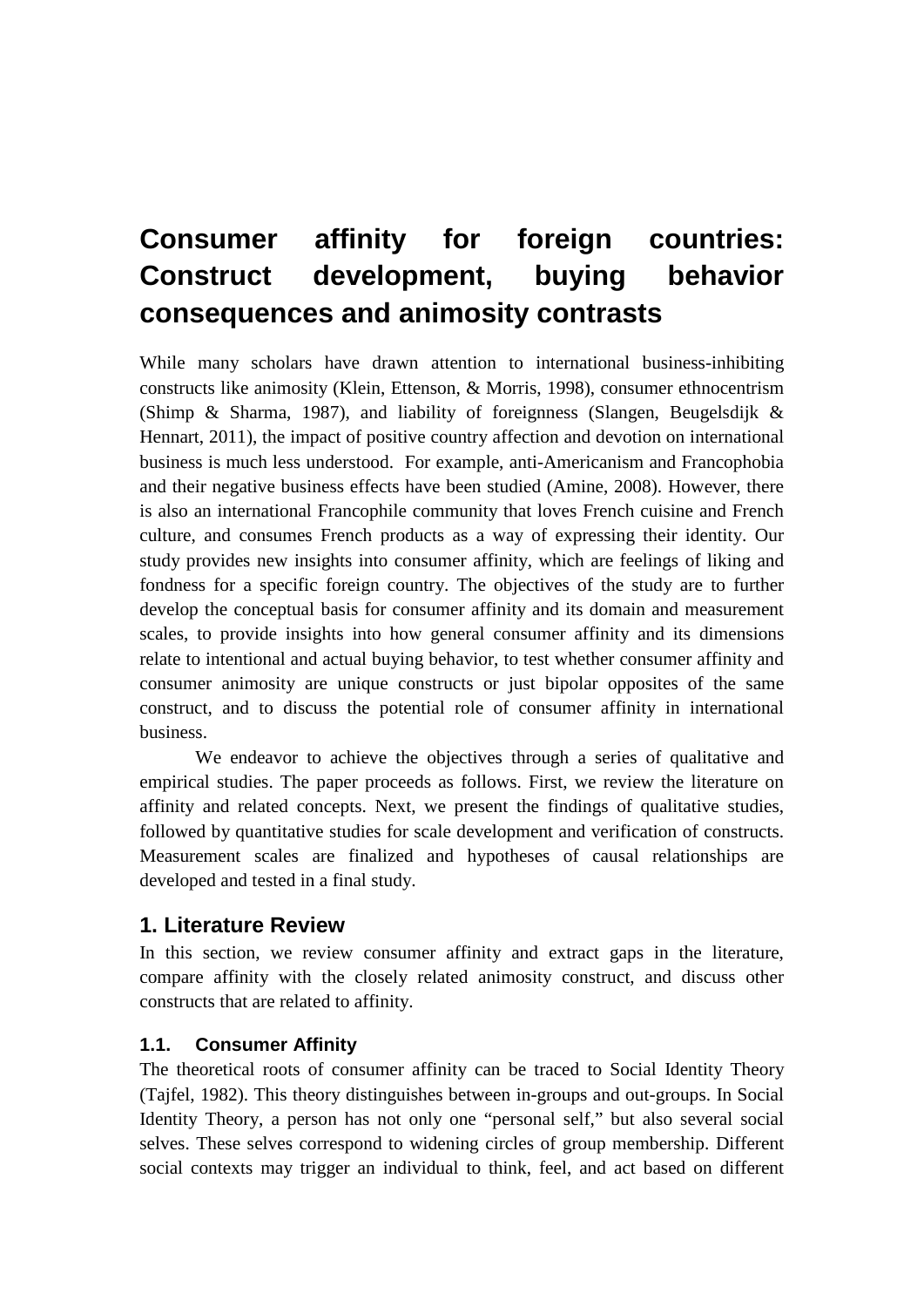# Consumer affinity for foreign countries: Construct development, buying behavior consequences and animosity contrasts

While many scholars have drawn attention to international business-inhibiting constructs like animosity (Klein, Ettenson, & Morris, 1998), consumer ethnocentrism (Shimp & Sharma, 1987), and liability of foreignness (Slangen, Beugelsdijk & Hennart, 2011), the impact of positive country affection and devotion on international business is much less understood. For example, anti-Americanism and Francophobia and their negative business effects have been studied (Amine, 2008). However, there is also an international Francophile community that loves French cuisine and French culture, and consumes French products as a way of expressing their identity. Our study provides new insights into consumer affinity, which are feelings of liking and fondness for a specific foreign country. The objectives of the study are to further develop the conceptual basis for consumer affinity and its domain and measurement scales, to provide insights into how general consumer affinity and its dimensions relate to intentional and actual buying behavior, to test whether consumer affinity and consumer animosity are unique constructs or just bipolar opposites of the same construct, and to discuss the potential role of consumer affinity in international business.

We endeavor to achieve the objectives through a series of qualitative and empirical studies. The paper proceeds as follows. First, we review the literature on affinity and related concepts. Next, we present the findings of qualitative studies, followed by quantitative studies for scale development and verification of constructs. Measurement scales are finalized and hypotheses of causal relationships are developed and tested in a final study.

## 1. Literature Review

In this section, we review consumer affinity and extract gaps in the literature, compare affinity with the closely related animosity construct, and discuss other constructs that are related to affinity.

### 1.1. Consumer Affinity

The theoretical roots of consumer affinity can be traced to Social Identity Theory (Tajfel, 1982). This theory distinguishes between in-groups and out-groups. In Social Identity Theory, a person has not only one "personal self," but also several social selves. These selves correspond to widening circles of group membership. Different social contexts may trigger an individual to think, feel, and act based on different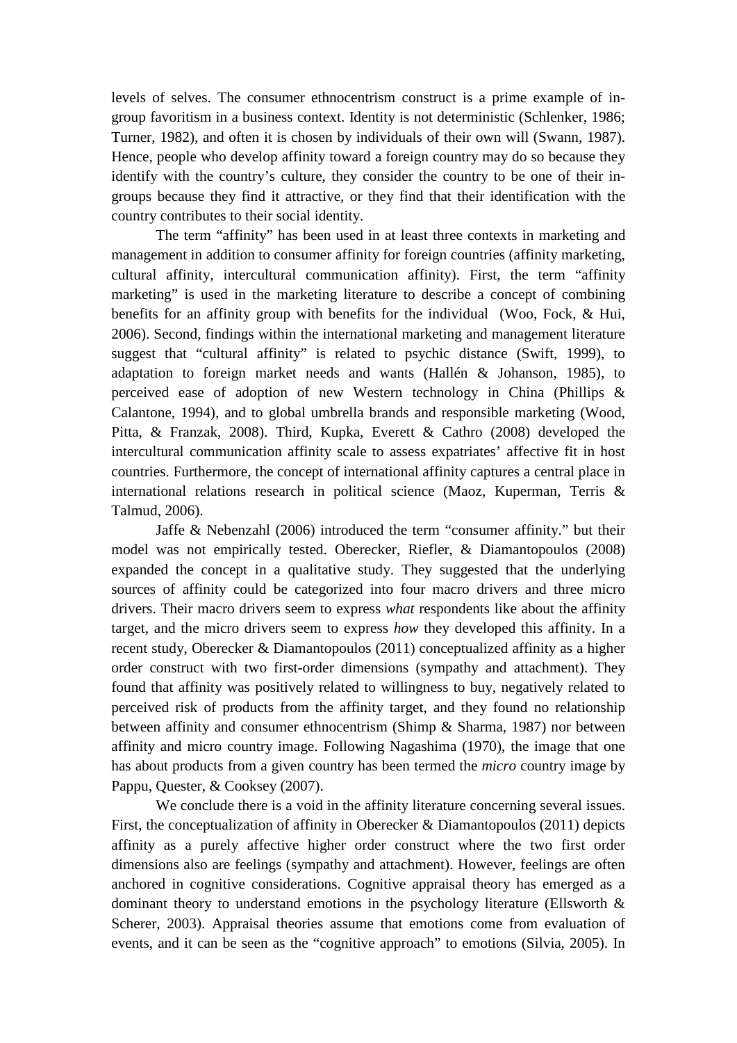levels of selves. The consumer ethnocentrism construct is a prime example of in-group favoritism in a business context. Identity is not deterministic (Schlenker, 1986; Turner, 1982), and often it is chosen by individuals of their own will (Swann, 1987). Hence, people who develop affinity toward a foreign country may do so because they identify with the country's culture, they consider the country to be one of their in-groups because they find it attractive, or they find that their identification with the country contributes to their social identity.

The term "affinity" has been used in at least three contexts in marketing and management in addition to consumer affinity for foreign countries (affinity marketing, cultural affinity, intercultural communication affinity). First, the term "affinity marketing" is used in the marketing literature to describe a concept of combining benefits for an affinity group with benefits for the individual (Woo, Fock, & Hui, 2006). Second, findings within the international marketing and management literature suggest that "cultural affinity" is related to psychic distance (Swift, 1999), to adaptation to foreign market needs and wants (Hallén & Johanson, 1985), to perceived ease of adoption of new Western technology in China (Phillips & Calantone, 1994), and to global umbrella brands and responsible marketing (Wood, Pitta, & Franzak, 2008). Third, Kupka, Everett & Cathro (2008) developed the intercultural communication affinity scale to assess expatriates' affective fit in host countries. Furthermore, the concept of international affinity captures a central place in international relations research in political science (Maoz, Kuperman, Terris & Talmud, 2006).

Jaffe & Nebenzahl (2006) introduced the term "consumer affinity." but their model was not empirically tested. Oberecker, Riefler, & Diamantopoulos (2008) expanded the concept in a qualitative study. They suggested that the underlying sources of affinity could be categorized into four macro drivers and three micro drivers. Their macro drivers seem to express *what* respondents like about the affinity target, and the micro drivers seem to express *how* they developed this affinity. In a recent study, Oberecker & Diamantopoulos (2011) conceptualized affinity as a higher order construct with two first-order dimensions (sympathy and attachment). They found that affinity was positively related to willingness to buy, negatively related to perceived risk of products from the affinity target, and they found no relationship between affinity and consumer ethnocentrism (Shimp & Sharma, 1987) nor between affinity and micro country image. Following Nagashima (1970), the image that one has about products from a given country has been termed the *micro* country image by Pappu, Quester, & Cooksey (2007).

We conclude there is a void in the affinity literature concerning several issues. First, the conceptualization of affinity in Oberecker & Diamantopoulos (2011) depicts affinity as a purely affective higher order construct where the two first order dimensions also are feelings (sympathy and attachment). However, feelings are often anchored in cognitive considerations. Cognitive appraisal theory has emerged as a dominant theory to understand emotions in the psychology literature (Ellsworth & Scherer, 2003). Appraisal theories assume that emotions come from evaluation of events, and it can be seen as the "cognitive approach" to emotions (Silvia, 2005). In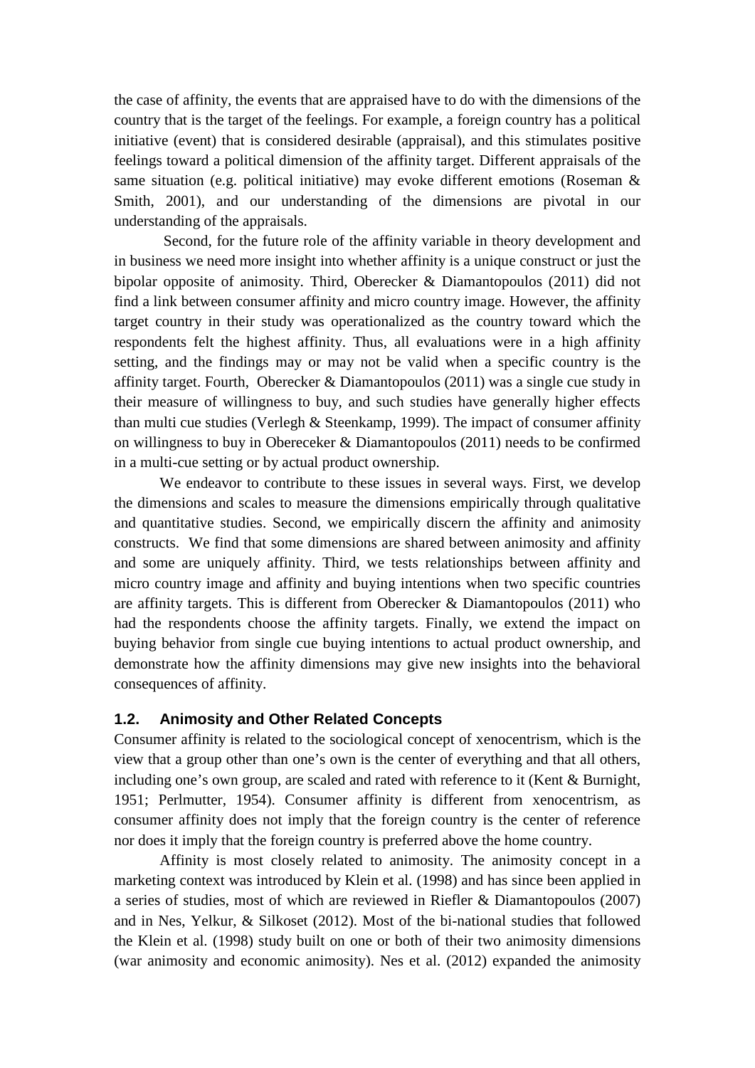the case of affinity, the events that are appraised have to do with the dimensions of the country that is the target of the feelings. For example, a foreign country has a political initiative (event) that is considered desirable (appraisal), and this stimulates positive feelings toward a political dimension of the affinity target. Different appraisals of the same situation (e.g. political initiative) may evoke different emotions (Roseman & Smith, 2001), and our understanding of the dimensions are pivotal in our understanding of the appraisals.

Second, for the future role of the affinity variable in theory development and in business we need more insight into whether affinity is a unique construct or just the bipolar opposite of animosity. Third, Oberecker & Diamantopoulos (2011) did not find a link between consumer affinity and micro country image. However, the affinity target country in their study was operationalized as the country toward which the respondents felt the highest affinity. Thus, all evaluations were in a high affinity setting, and the findings may or may not be valid when a specific country is the affinity target. Fourth, Oberecker & Diamantopoulos (2011) was a single cue study in their measure of willingness to buy, and such studies have generally higher effects than multi cue studies (Verlegh & Steenkamp, 1999). The impact of consumer affinity on willingness to buy in Obereceker & Diamantopoulos (2011) needs to be confirmed in a multi-cue setting or by actual product ownership.

We endeavor to contribute to these issues in several ways. First, we develop the dimensions and scales to measure the dimensions empirically through qualitative and quantitative studies. Second, we empirically discern the affinity and animosity constructs. We find that some dimensions are shared between animosity and affinity and some are uniquely affinity. Third, we tests relationships between affinity and micro country image and affinity and buying intentions when two specific countries are affinity targets. This is different from Oberecker & Diamantopoulos (2011) who had the respondents choose the affinity targets. Finally, we extend the impact on buying behavior from single cue buying intentions to actual product ownership, and demonstrate how the affinity dimensions may give new insights into the behavioral consequences of affinity.

### 1.2. Animosity and Other Related Concepts

Consumer affinity is related to the sociological concept of xenocentrism, which is the view that a group other than one's own is the center of everything and that all others, including one's own group, are scaled and rated with reference to it (Kent & Burnight, 1951; Perlmutter, 1954). Consumer affinity is different from xenocentrism, as consumer affinity does not imply that the foreign country is the center of reference nor does it imply that the foreign country is preferred above the home country.

Affinity is most closely related to animosity. The animosity concept in a marketing context was introduced by Klein et al. (1998) and has since been applied in a series of studies, most of which are reviewed in Riefler & Diamantopoulos (2007) and in Nes, Yelkur, & Silkoset (2012). Most of the bi-national studies that followed the Klein et al. (1998) study built on one or both of their two animosity dimensions (war animosity and economic animosity). Nes et al. (2012) expanded the animosity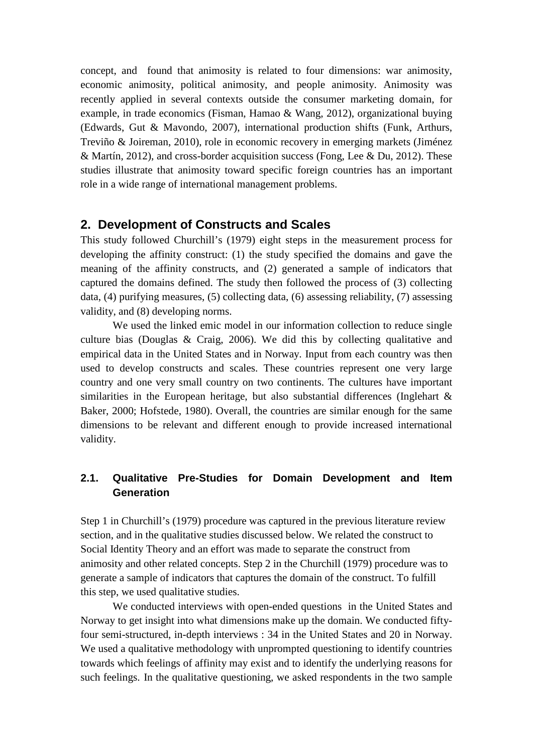concept, and found that animosity is related to four dimensions: war animosity, economic animosity, political animosity, and people animosity. Animosity was recently applied in several contexts outside the consumer marketing domain, for example, in trade economics (Fisman, Hamao & Wang, 2012), organizational buying (Edwards, Gut & Mavondo, 2007), international production shifts (Funk, Arthurs, Treviño & Joireman, 2010), role in economic recovery in emerging markets (Jiménez & Martín, 2012), and cross-border acquisition success (Fong, Lee & Du, 2012). These studies illustrate that animosity toward specific foreign countries has an important role in a wide range of international management problems.

## 2. Development of Constructs and Scales

This study followed Churchill's (1979) eight steps in the measurement process for developing the affinity construct: (1) the study specified the domains and gave the meaning of the affinity constructs, and (2) generated a sample of indicators that captured the domains defined. The study then followed the process of (3) collecting data, (4) purifying measures, (5) collecting data, (6) assessing reliability, (7) assessing validity, and (8) developing norms.

We used the linked emic model in our information collection to reduce single culture bias (Douglas & Craig, 2006). We did this by collecting qualitative and empirical data in the United States and in Norway. Input from each country was then used to develop constructs and scales. These countries represent one very large country and one very small country on two continents. The cultures have important similarities in the European heritage, but also substantial differences (Inglehart & Baker, 2000; Hofstede, 1980). Overall, the countries are similar enough for the same dimensions to be relevant and different enough to provide increased international validity.

### 2.1. Qualitative Pre-Studies for Domain Development and Item Generation

Step 1 in Churchill's (1979) procedure was captured in the previous literature review section, and in the qualitative studies discussed below. We related the construct to Social Identity Theory and an effort was made to separate the construct from animosity and other related concepts. Step 2 in the Churchill (1979) procedure was to generate a sample of indicators that captures the domain of the construct. To fulfill this step, we used qualitative studies.

We conducted interviews with open-ended questions in the United States and Norway to get insight into what dimensions make up the domain. We conducted fifty-four semi-structured, in-depth interviews : 34 in the United States and 20 in Norway. We used a qualitative methodology with unprompted questioning to identify countries towards which feelings of affinity may exist and to identify the underlying reasons for such feelings. In the qualitative questioning, we asked respondents in the two sample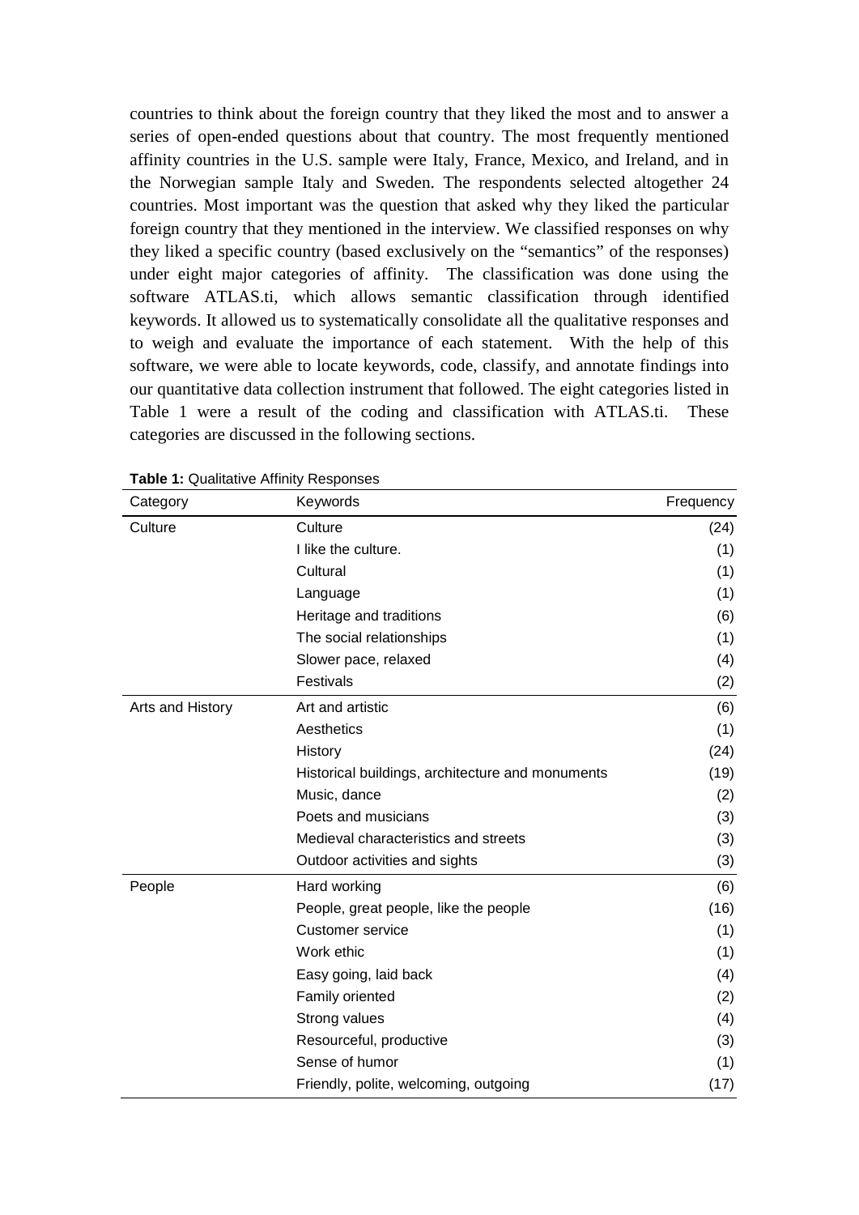countries to think about the foreign country that they liked the most and to answer a series of open-ended questions about that country. The most frequently mentioned affinity countries in the U.S. sample were Italy, France, Mexico, and Ireland, and in the Norwegian sample Italy and Sweden. The respondents selected altogether 24 countries. Most important was the question that asked why they liked the particular foreign country that they mentioned in the interview. We classified responses on why they liked a specific country (based exclusively on the "semantics" of the responses) under eight major categories of affinity. The classification was done using the software ATLAS.ti, which allows semantic classification through identified keywords. It allowed us to systematically consolidate all the qualitative responses and to weigh and evaluate the importance of each statement. With the help of this software, we were able to locate keywords, code, classify, and annotate findings into our quantitative data collection instrument that followed. The eight categories listed in Table 1 were a result of the coding and classification with ATLAS.ti. These categories are discussed in the following sections.

**Table 1:** Qualitative Affinity Responses

| Category | Keywords | Frequency |
|---|---|---|
| Culture | Culture | (24) |
| | I like the culture. | (1) |
| | Cultural | (1) |
| | Language | (1) |
| | Heritage and traditions | (6) |
| | The social relationships | (1) |
| | Slower pace, relaxed | (4) |
| | Festivals | (2) |
| Arts and History | Art and artistic | (6) |
| | Aesthetics | (1) |
| | History | (24) |
| | Historical buildings, architecture and monuments | (19) |
| | Music, dance | (2) |
| | Poets and musicians | (3) |
| | Medieval characteristics and streets | (3) |
| | Outdoor activities and sights | (3) |
| People | Hard working | (6) |
| | People, great people, like the people | (16) |
| | Customer service | (1) |
| | Work ethic | (1) |
| | Easy going, laid back | (4) |
| | Family oriented | (2) |
| | Strong values | (4) |
| | Resourceful, productive | (3) |
| | Sense of humor | (1) |
| | Friendly, polite, welcoming, outgoing | (17) |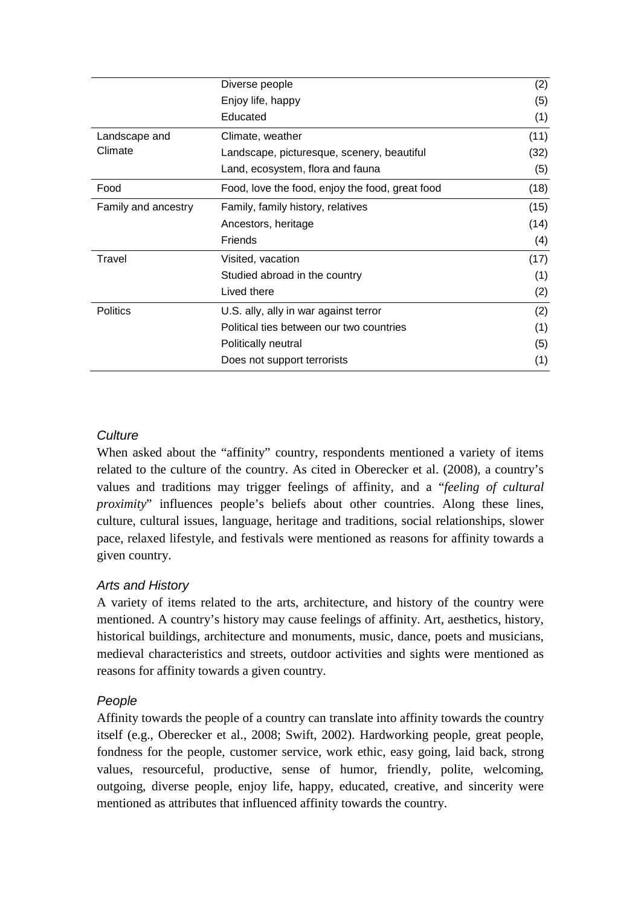| | | |
|---|---|---|
| | Diverse people | (2) |
| | Enjoy life, happy | (5) |
| | Educated | (1) |
| Landscape and Climate | Climate, weather | (11) |
| | Landscape, picturesque, scenery, beautiful | (32) |
| | Land, ecosystem, flora and fauna | (5) |
| Food | Food, love the food, enjoy the food, great food | (18) |
| Family and ancestry | Family, family history, relatives | (15) |
| | Ancestors, heritage | (14) |
| | Friends | (4) |
| Travel | Visited, vacation | (17) |
| | Studied abroad in the country | (1) |
| | Lived there | (2) |
| Politics | U.S. ally, ally in war against terror | (2) |
| | Political ties between our two countries | (1) |
| | Politically neutral | (5) |
| | Does not support terrorists | (1) |

### *Culture*

When asked about the "affinity" country, respondents mentioned a variety of items related to the culture of the country. As cited in Oberecker et al. (2008), a country's values and traditions may trigger feelings of affinity, and a "*feeling of cultural proximity*" influences people's beliefs about other countries. Along these lines, culture, cultural issues, language, heritage and traditions, social relationships, slower pace, relaxed lifestyle, and festivals were mentioned as reasons for affinity towards a given country.

### *Arts and History*

A variety of items related to the arts, architecture, and history of the country were mentioned. A country's history may cause feelings of affinity. Art, aesthetics, history, historical buildings, architecture and monuments, music, dance, poets and musicians, medieval characteristics and streets, outdoor activities and sights were mentioned as reasons for affinity towards a given country.

### *People*

Affinity towards the people of a country can translate into affinity towards the country itself (e.g., Oberecker et al., 2008; Swift, 2002). Hardworking people, great people, fondness for the people, customer service, work ethic, easy going, laid back, strong values, resourceful, productive, sense of humor, friendly, polite, welcoming, outgoing, diverse people, enjoy life, happy, educated, creative, and sincerity were mentioned as attributes that influenced affinity towards the country.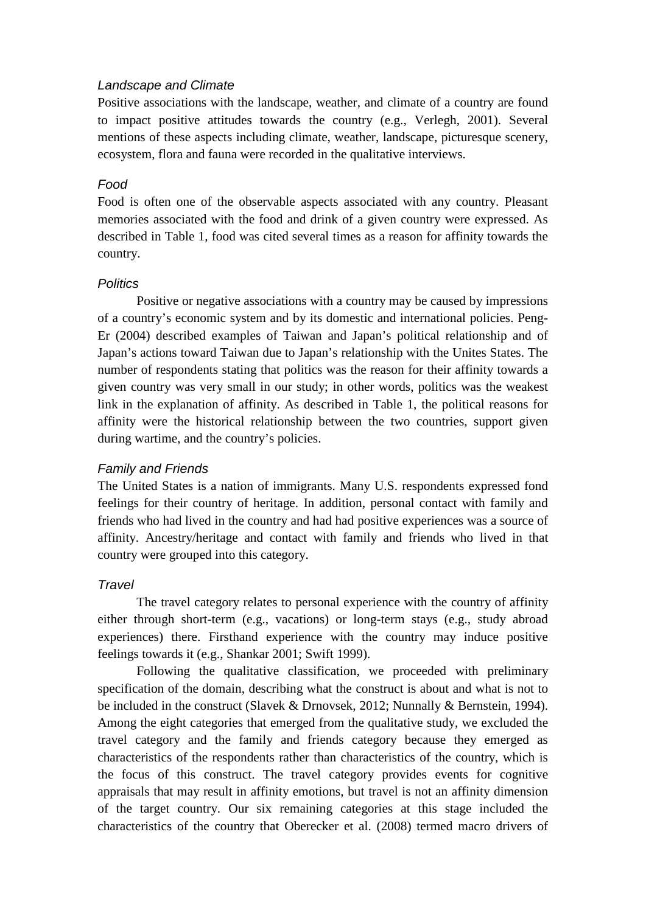### *Landscape and Climate*

Positive associations with the landscape, weather, and climate of a country are found to impact positive attitudes towards the country (e.g., Verlegh, 2001). Several mentions of these aspects including climate, weather, landscape, picturesque scenery, ecosystem, flora and fauna were recorded in the qualitative interviews.

### *Food*

Food is often one of the observable aspects associated with any country. Pleasant memories associated with the food and drink of a given country were expressed. As described in Table 1, food was cited several times as a reason for affinity towards the country.

### *Politics*

Positive or negative associations with a country may be caused by impressions of a country's economic system and by its domestic and international policies. Peng-Er (2004) described examples of Taiwan and Japan's political relationship and of Japan's actions toward Taiwan due to Japan's relationship with the Unites States. The number of respondents stating that politics was the reason for their affinity towards a given country was very small in our study; in other words, politics was the weakest link in the explanation of affinity. As described in Table 1, the political reasons for affinity were the historical relationship between the two countries, support given during wartime, and the country's policies.

### *Family and Friends*

The United States is a nation of immigrants. Many U.S. respondents expressed fond feelings for their country of heritage. In addition, personal contact with family and friends who had lived in the country and had had positive experiences was a source of affinity. Ancestry/heritage and contact with family and friends who lived in that country were grouped into this category.

### *Travel*

The travel category relates to personal experience with the country of affinity either through short-term (e.g., vacations) or long-term stays (e.g., study abroad experiences) there. Firsthand experience with the country may induce positive feelings towards it (e.g., Shankar 2001; Swift 1999).

Following the qualitative classification, we proceeded with preliminary specification of the domain, describing what the construct is about and what is not to be included in the construct (Slavek & Drnovsek, 2012; Nunnally & Bernstein, 1994). Among the eight categories that emerged from the qualitative study, we excluded the travel category and the family and friends category because they emerged as characteristics of the respondents rather than characteristics of the country, which is the focus of this construct. The travel category provides events for cognitive appraisals that may result in affinity emotions, but travel is not an affinity dimension of the target country. Our six remaining categories at this stage included the characteristics of the country that Oberecker et al. (2008) termed macro drivers of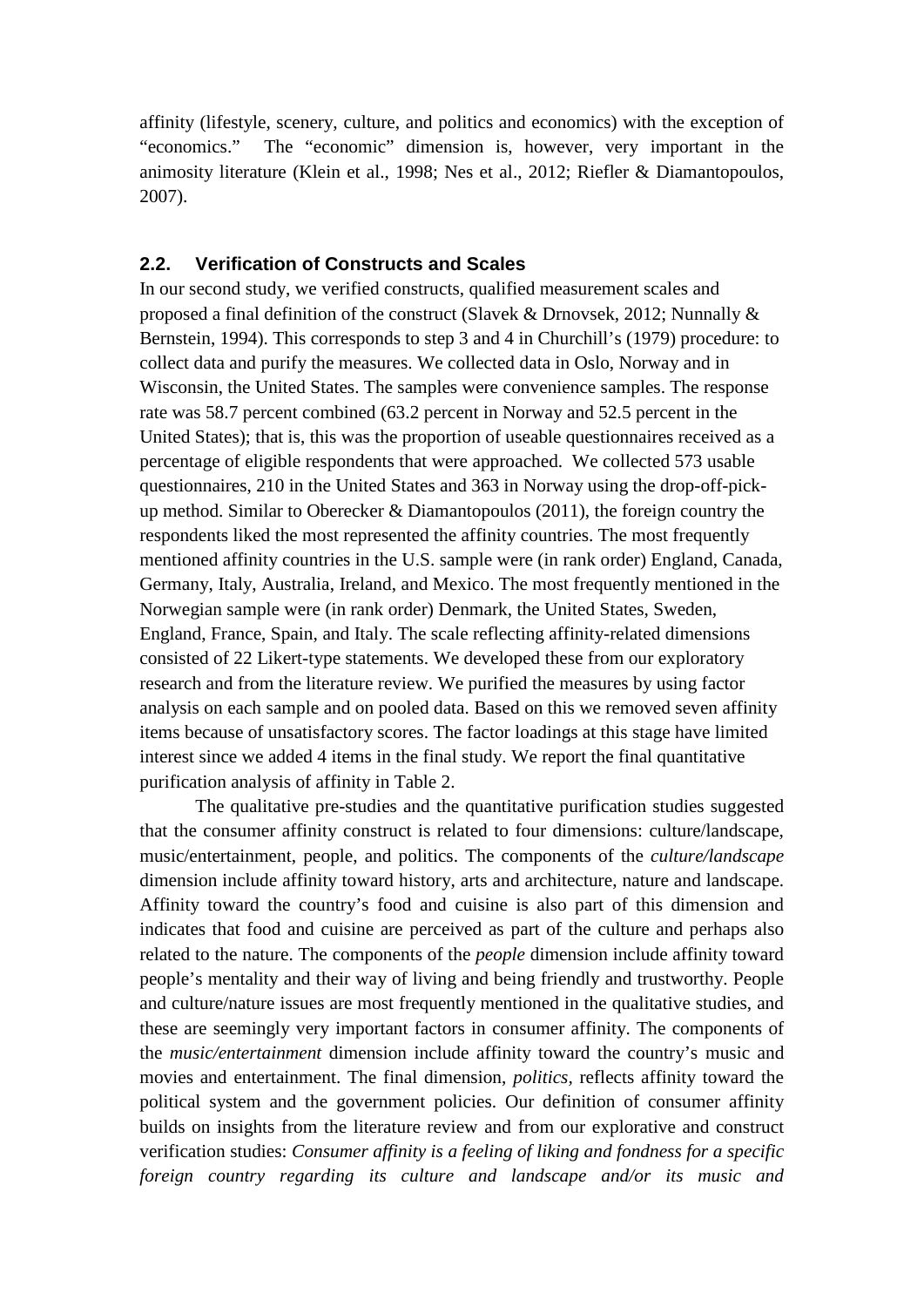affinity (lifestyle, scenery, culture, and politics and economics) with the exception of "economics." The "economic" dimension is, however, very important in the animosity literature (Klein et al., 1998; Nes et al., 2012; Riefler & Diamantopoulos, 2007).

## 2.2. Verification of Constructs and Scales

In our second study, we verified constructs, qualified measurement scales and proposed a final definition of the construct (Slavek & Drnovsek, 2012; Nunnally & Bernstein, 1994). This corresponds to step 3 and 4 in Churchill's (1979) procedure: to collect data and purify the measures. We collected data in Oslo, Norway and in Wisconsin, the United States. The samples were convenience samples. The response rate was 58.7 percent combined (63.2 percent in Norway and 52.5 percent in the United States); that is, this was the proportion of useable questionnaires received as a percentage of eligible respondents that were approached. We collected 573 usable questionnaires, 210 in the United States and 363 in Norway using the drop-off-pick-up method. Similar to Oberecker & Diamantopoulos (2011), the foreign country the respondents liked the most represented the affinity countries. The most frequently mentioned affinity countries in the U.S. sample were (in rank order) England, Canada, Germany, Italy, Australia, Ireland, and Mexico. The most frequently mentioned in the Norwegian sample were (in rank order) Denmark, the United States, Sweden, England, France, Spain, and Italy. The scale reflecting affinity-related dimensions consisted of 22 Likert-type statements. We developed these from our exploratory research and from the literature review. We purified the measures by using factor analysis on each sample and on pooled data. Based on this we removed seven affinity items because of unsatisfactory scores. The factor loadings at this stage have limited interest since we added 4 items in the final study. We report the final quantitative purification analysis of affinity in Table 2.

The qualitative pre-studies and the quantitative purification studies suggested that the consumer affinity construct is related to four dimensions: culture/landscape, music/entertainment, people, and politics. The components of the *culture/landscape* dimension include affinity toward history, arts and architecture, nature and landscape. Affinity toward the country's food and cuisine is also part of this dimension and indicates that food and cuisine are perceived as part of the culture and perhaps also related to the nature. The components of the *people* dimension include affinity toward people's mentality and their way of living and being friendly and trustworthy. People and culture/nature issues are most frequently mentioned in the qualitative studies, and these are seemingly very important factors in consumer affinity. The components of the *music/entertainment* dimension include affinity toward the country's music and movies and entertainment. The final dimension, *politics*, reflects affinity toward the political system and the government policies. Our definition of consumer affinity builds on insights from the literature review and from our explorative and construct verification studies: *Consumer affinity is a feeling of liking and fondness for a specific foreign country regarding its culture and landscape and/or its music and*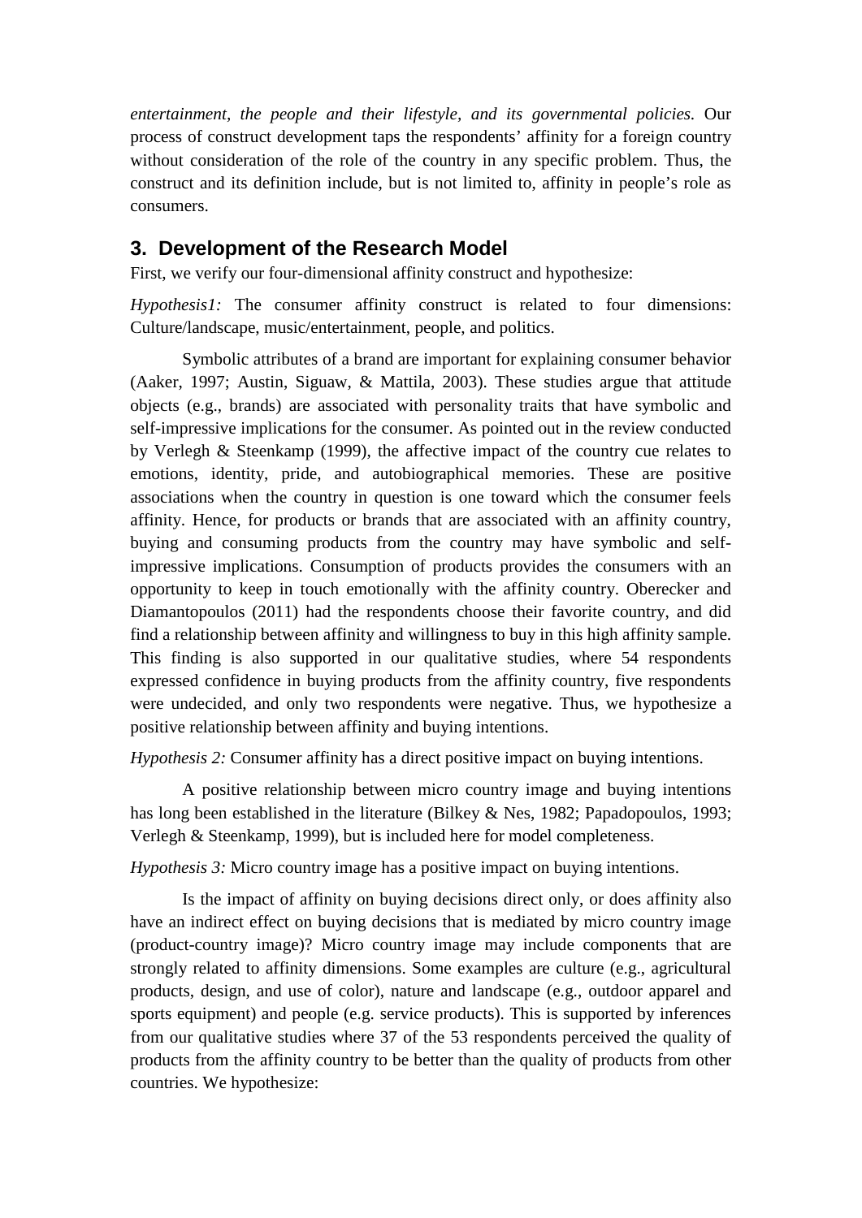*entertainment, the people and their lifestyle, and its governmental policies.* Our process of construct development taps the respondents' affinity for a foreign country without consideration of the role of the country in any specific problem. Thus, the construct and its definition include, but is not limited to, affinity in people's role as consumers.

## 3. Development of the Research Model

First, we verify our four-dimensional affinity construct and hypothesize:

*Hypothesis1:* The consumer affinity construct is related to four dimensions: Culture/landscape, music/entertainment, people, and politics.

Symbolic attributes of a brand are important for explaining consumer behavior (Aaker, 1997; Austin, Siguaw, & Mattila, 2003). These studies argue that attitude objects (e.g., brands) are associated with personality traits that have symbolic and self-impressive implications for the consumer. As pointed out in the review conducted by Verlegh & Steenkamp (1999), the affective impact of the country cue relates to emotions, identity, pride, and autobiographical memories. These are positive associations when the country in question is one toward which the consumer feels affinity. Hence, for products or brands that are associated with an affinity country, buying and consuming products from the country may have symbolic and self-impressive implications. Consumption of products provides the consumers with an opportunity to keep in touch emotionally with the affinity country. Oberecker and Diamantopoulos (2011) had the respondents choose their favorite country, and did find a relationship between affinity and willingness to buy in this high affinity sample. This finding is also supported in our qualitative studies, where 54 respondents expressed confidence in buying products from the affinity country, five respondents were undecided, and only two respondents were negative. Thus, we hypothesize a positive relationship between affinity and buying intentions.

*Hypothesis 2:* Consumer affinity has a direct positive impact on buying intentions.

A positive relationship between micro country image and buying intentions has long been established in the literature (Bilkey & Nes, 1982; Papadopoulos, 1993; Verlegh & Steenkamp, 1999), but is included here for model completeness.

*Hypothesis 3:* Micro country image has a positive impact on buying intentions.

Is the impact of affinity on buying decisions direct only, or does affinity also have an indirect effect on buying decisions that is mediated by micro country image (product-country image)? Micro country image may include components that are strongly related to affinity dimensions. Some examples are culture (e.g., agricultural products, design, and use of color), nature and landscape (e.g., outdoor apparel and sports equipment) and people (e.g. service products). This is supported by inferences from our qualitative studies where 37 of the 53 respondents perceived the quality of products from the affinity country to be better than the quality of products from other countries. We hypothesize: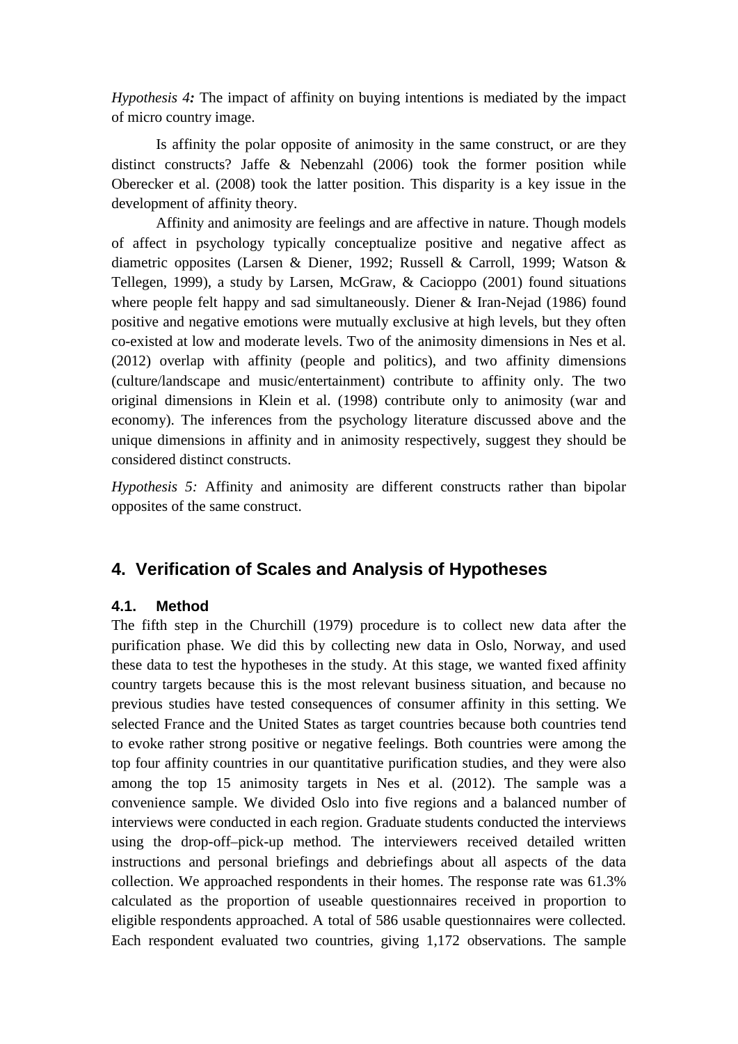*Hypothesis 4:* The impact of affinity on buying intentions is mediated by the impact of micro country image.

Is affinity the polar opposite of animosity in the same construct, or are they distinct constructs? Jaffe & Nebenzahl (2006) took the former position while Oberecker et al. (2008) took the latter position. This disparity is a key issue in the development of affinity theory.

Affinity and animosity are feelings and are affective in nature. Though models of affect in psychology typically conceptualize positive and negative affect as diametric opposites (Larsen & Diener, 1992; Russell & Carroll, 1999; Watson & Tellegen, 1999), a study by Larsen, McGraw, & Cacioppo (2001) found situations where people felt happy and sad simultaneously. Diener & Iran-Nejad (1986) found positive and negative emotions were mutually exclusive at high levels, but they often co-existed at low and moderate levels. Two of the animosity dimensions in Nes et al. (2012) overlap with affinity (people and politics), and two affinity dimensions (culture/landscape and music/entertainment) contribute to affinity only. The two original dimensions in Klein et al. (1998) contribute only to animosity (war and economy). The inferences from the psychology literature discussed above and the unique dimensions in affinity and in animosity respectively, suggest they should be considered distinct constructs.

*Hypothesis 5:* Affinity and animosity are different constructs rather than bipolar opposites of the same construct.

## 4. Verification of Scales and Analysis of Hypotheses

### 4.1. Method

The fifth step in the Churchill (1979) procedure is to collect new data after the purification phase. We did this by collecting new data in Oslo, Norway, and used these data to test the hypotheses in the study. At this stage, we wanted fixed affinity country targets because this is the most relevant business situation, and because no previous studies have tested consequences of consumer affinity in this setting. We selected France and the United States as target countries because both countries tend to evoke rather strong positive or negative feelings. Both countries were among the top four affinity countries in our quantitative purification studies, and they were also among the top 15 animosity targets in Nes et al. (2012). The sample was a convenience sample. We divided Oslo into five regions and a balanced number of interviews were conducted in each region. Graduate students conducted the interviews using the drop-off–pick-up method. The interviewers received detailed written instructions and personal briefings and debriefings about all aspects of the data collection. We approached respondents in their homes. The response rate was 61.3% calculated as the proportion of useable questionnaires received in proportion to eligible respondents approached. A total of 586 usable questionnaires were collected. Each respondent evaluated two countries, giving 1,172 observations. The sample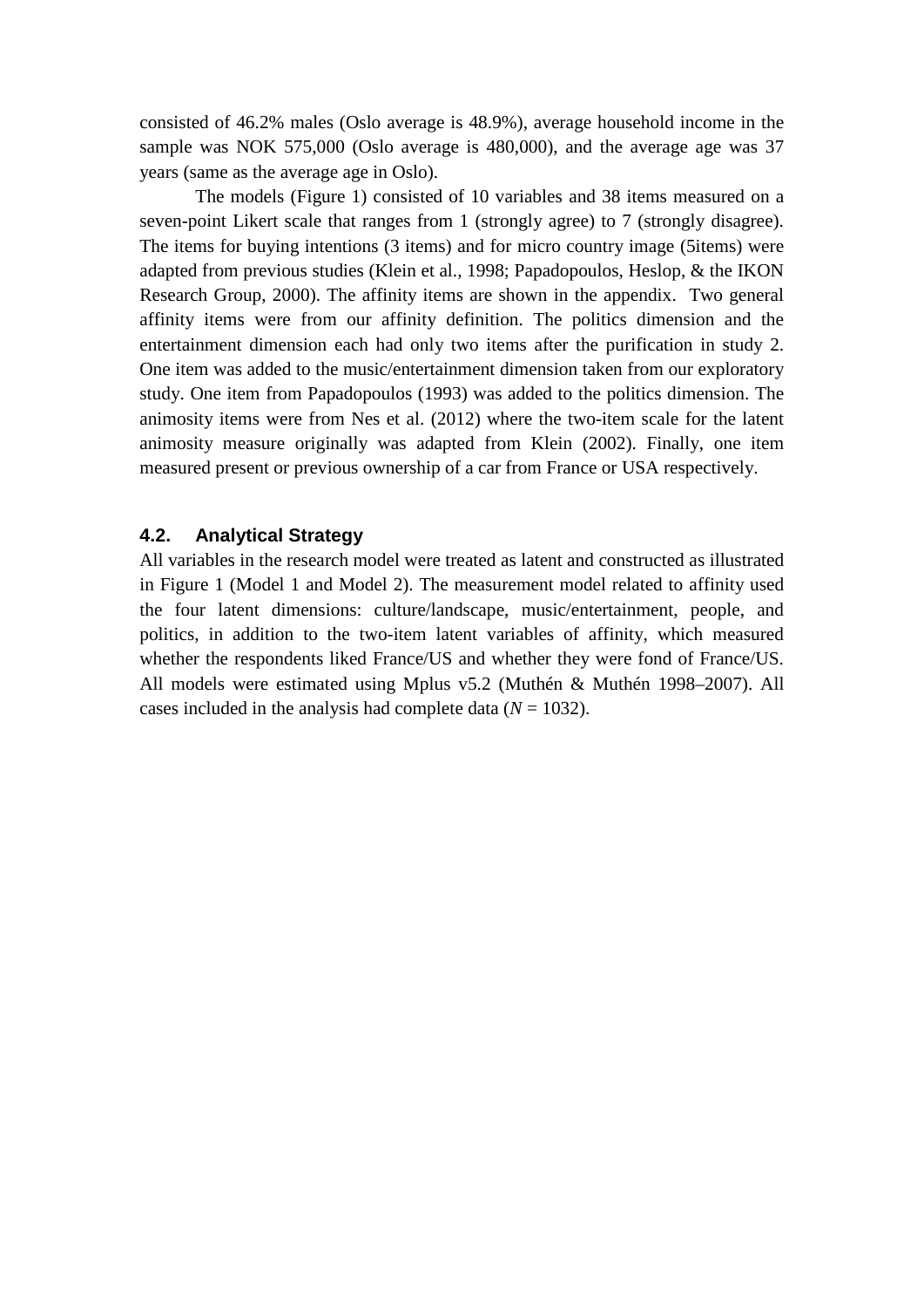consisted of 46.2% males (Oslo average is 48.9%), average household income in the sample was NOK 575,000 (Oslo average is 480,000), and the average age was 37 years (same as the average age in Oslo).

The models (Figure 1) consisted of 10 variables and 38 items measured on a seven-point Likert scale that ranges from 1 (strongly agree) to 7 (strongly disagree). The items for buying intentions (3 items) and for micro country image (5items) were adapted from previous studies (Klein et al., 1998; Papadopoulos, Heslop, & the IKON Research Group, 2000). The affinity items are shown in the appendix. Two general affinity items were from our affinity definition. The politics dimension and the entertainment dimension each had only two items after the purification in study 2. One item was added to the music/entertainment dimension taken from our exploratory study. One item from Papadopoulos (1993) was added to the politics dimension. The animosity items were from Nes et al. (2012) where the two-item scale for the latent animosity measure originally was adapted from Klein (2002). Finally, one item measured present or previous ownership of a car from France or USA respectively.

## 4.2. Analytical Strategy

All variables in the research model were treated as latent and constructed as illustrated in Figure 1 (Model 1 and Model 2). The measurement model related to affinity used the four latent dimensions: culture/landscape, music/entertainment, people, and politics, in addition to the two-item latent variables of affinity, which measured whether the respondents liked France/US and whether they were fond of France/US. All models were estimated using Mplus v5.2 (Muthén & Muthén 1998–2007). All cases included in the analysis had complete data ($N = 1032$).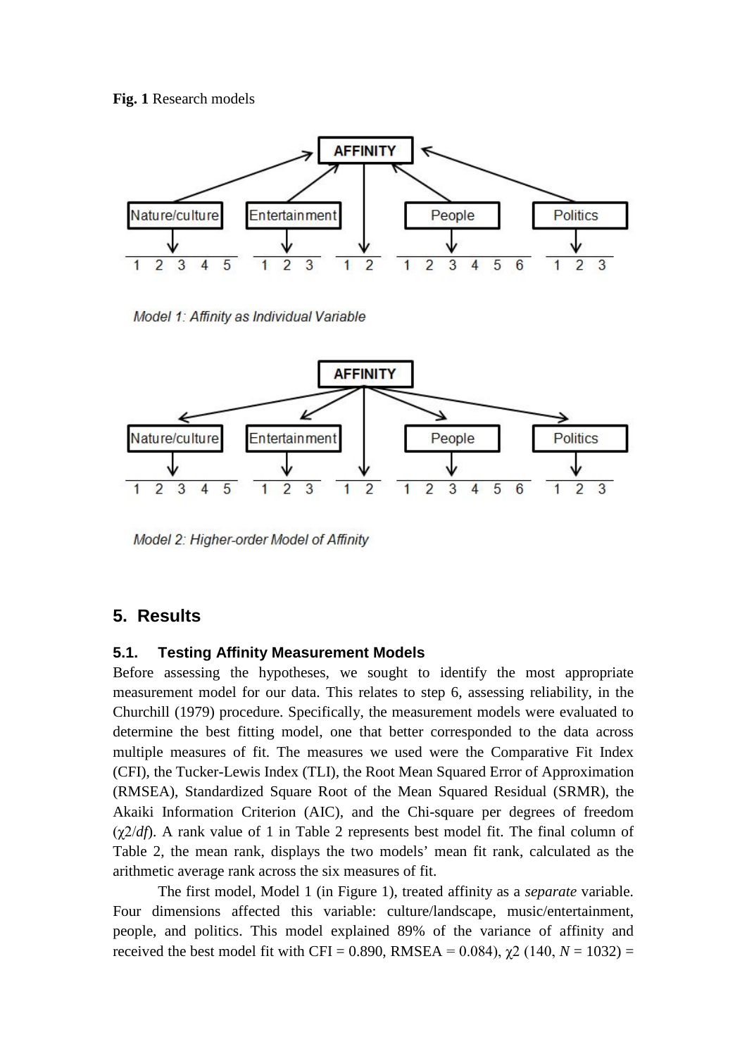**Fig. 1** Research models

Model 1: Affinity as Individual Variable

Model 2: Higher-order Model of Affinity

## 5. Results

### 5.1. Testing Affinity Measurement Models

Before assessing the hypotheses, we sought to identify the most appropriate measurement model for our data. This relates to step 6, assessing reliability, in the Churchill (1979) procedure. Specifically, the measurement models were evaluated to determine the best fitting model, one that better corresponded to the data across multiple measures of fit. The measures we used were the Comparative Fit Index (CFI), the Tucker-Lewis Index (TLI), the Root Mean Squared Error of Approximation (RMSEA), Standardized Square Root of the Mean Squared Residual (SRMR), the Akaiki Information Criterion (AIC), and the Chi-square per degrees of freedom ($\chi 2/df$). A rank value of 1 in Table 2 represents best model fit. The final column of Table 2, the mean rank, displays the two models' mean fit rank, calculated as the arithmetic average rank across the six measures of fit.

The first model, Model 1 (in Figure 1), treated affinity as a *separate* variable. Four dimensions affected this variable: culture/landscape, music/entertainment, people, and politics. This model explained 89% of the variance of affinity and received the best model fit with CFI = 0.890, RMSEA = 0.084), $\chi 2$ (140, $N$ = 1032) =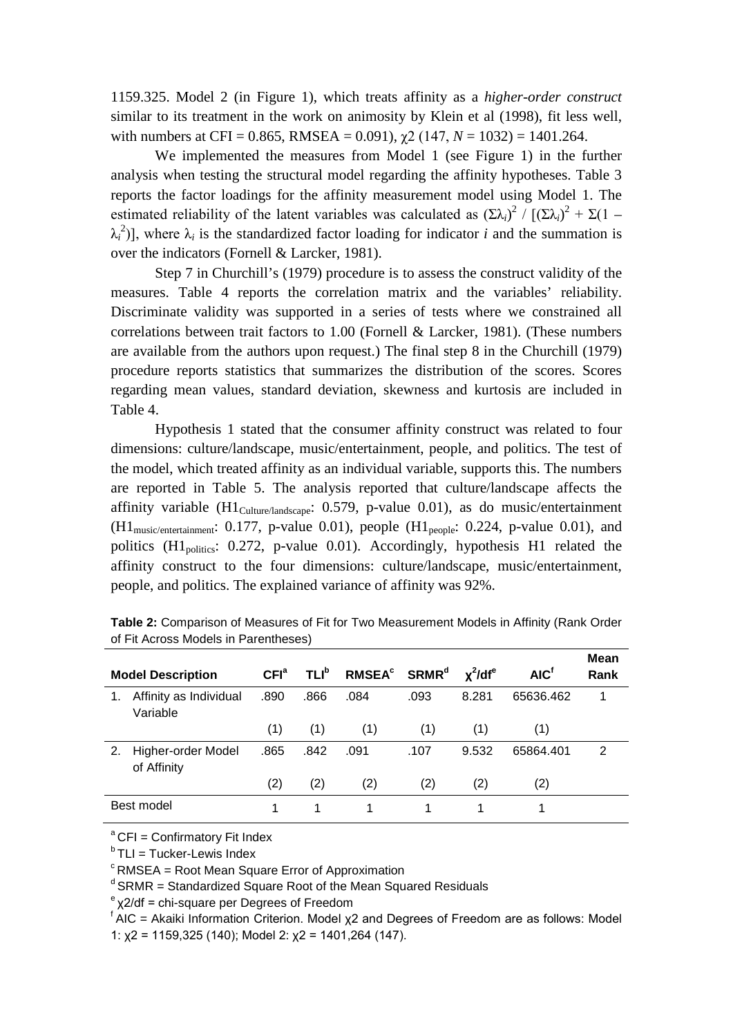1159.325. Model 2 (in Figure 1), which treats affinity as a *higher-order construct* similar to its treatment in the work on animosity by Klein et al (1998), fit less well, with numbers at CFI = 0.865, RMSEA = 0.091), $\chi 2$ (147, $N$ = 1032) = 1401.264.

We implemented the measures from Model 1 (see Figure 1) in the further analysis when testing the structural model regarding the affinity hypotheses. Table 3 reports the factor loadings for the affinity measurement model using Model 1. The estimated reliability of the latent variables was calculated as $(\Sigma\lambda_i)^2 / [(\Sigma\lambda_i)^2 + \Sigma(1 - \lambda_i^2)]$, where $\lambda_i$ is the standardized factor loading for indicator $i$ and the summation is over the indicators (Fornell & Larcker, 1981).

Step 7 in Churchill's (1979) procedure is to assess the construct validity of the measures. Table 4 reports the correlation matrix and the variables' reliability. Discriminate validity was supported in a series of tests where we constrained all correlations between trait factors to 1.00 (Fornell & Larcker, 1981). (These numbers are available from the authors upon request.) The final step 8 in the Churchill (1979) procedure reports statistics that summarizes the distribution of the scores. Scores regarding mean values, standard deviation, skewness and kurtosis are included in Table 4.

Hypothesis 1 stated that the consumer affinity construct was related to four dimensions: culture/landscape, music/entertainment, people, and politics. The test of the model, which treated affinity as an individual variable, supports this. The numbers are reported in Table 5. The analysis reported that culture/landscape affects the affinity variable ($H1_{Culture/landscape}$: 0.579, p-value 0.01), as do music/entertainment ($H1_{music/entertainment}$: 0.177, p-value 0.01), people ($H1_{people}$: 0.224, p-value 0.01), and politics ($H1_{politics}$: 0.272, p-value 0.01). Accordingly, hypothesis H1 related the affinity construct to the four dimensions: culture/landscape, music/entertainment, people, and politics. The explained variance of affinity was 92%.

**Table 2:** Comparison of Measures of Fit for Two Measurement Models in Affinity (Rank Order of Fit Across Models in Parentheses)

| Model Description | CFI[a] | TLI[b] | RMSEA[c] | SRMR[d] | $\chi^2$/df[e] | AIC[f] | Mean Rank |
|---|---|---|---|---|---|---|---|
| 1. Affinity as Individual Variable | .890 | .866 | .084 | .093 | 8.281 | 65636.462 | 1 |
| | (1) | (1) | (1) | (1) | (1) | (1) | |
| 2. Higher-order Model of Affinity | .865 | .842 | .091 | .107 | 9.532 | 65864.401 | 2 |
| | (2) | (2) | (2) | (2) | (2) | (2) | |
| Best model | 1 | 1 | 1 | 1 | 1 | 1 | |

[a] CFI = Confirmatory Fit Index
[b] TLI = Tucker-Lewis Index
[c] RMSEA = Root Mean Square Error of Approximation
[d] SRMR = Standardized Square Root of the Mean Squared Residuals
[e] $\chi 2$/df = chi-square per Degrees of Freedom
[f] AIC = Akaiki Information Criterion. Model $\chi 2$ and Degrees of Freedom are as follows: Model 1: $\chi 2$ = 1159,325 (140); Model 2: $\chi 2$ = 1401,264 (147).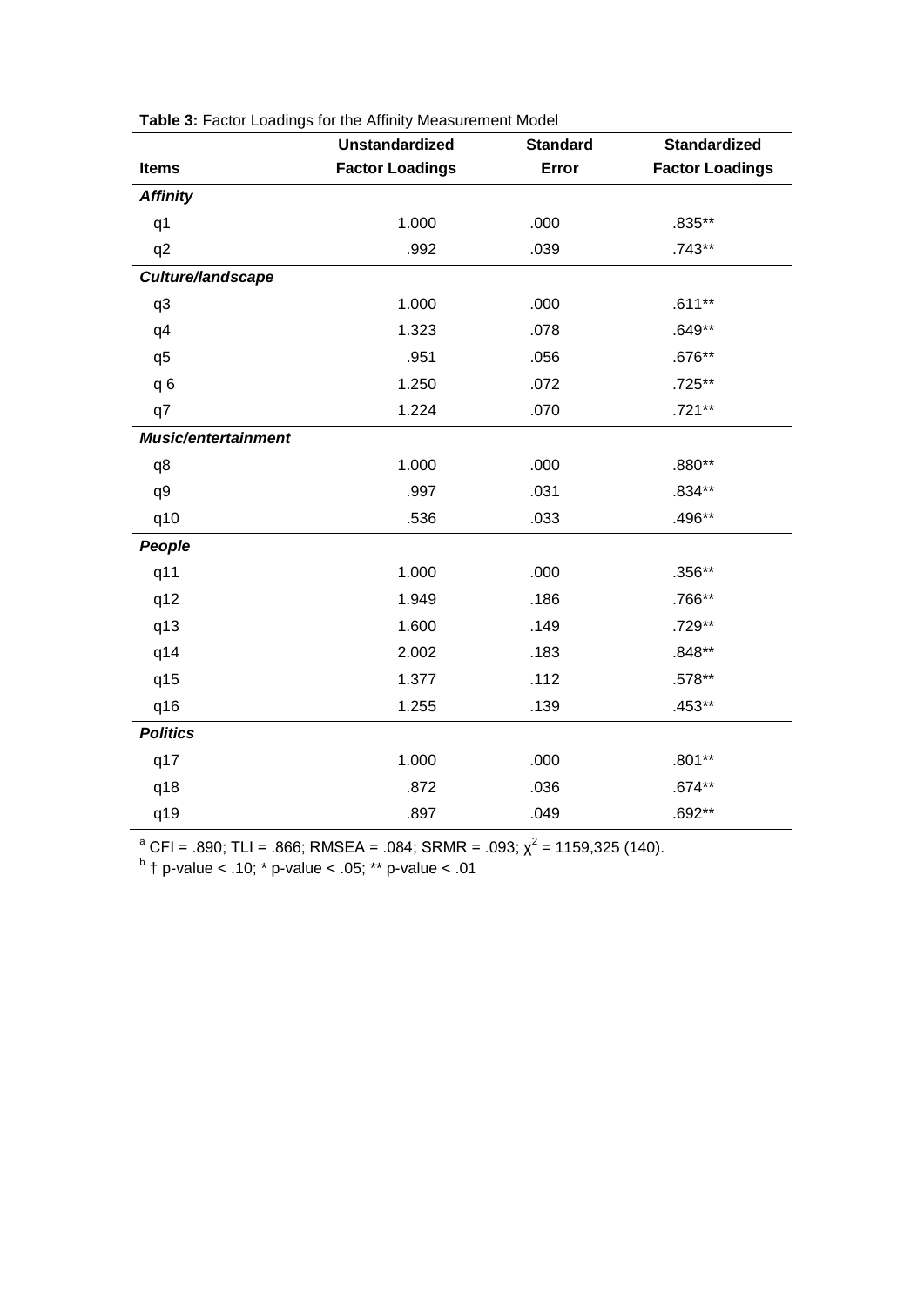**Table 3:** Factor Loadings for the Affinity Measurement Model

| Items | Unstandardized Factor Loadings | Standard Error | Standardized Factor Loadings |
|---|---|---|---|
| ***Affinity*** | | | |
| q1 | 1.000 | .000 | .835** |
| q2 | .992 | .039 | .743** |
| ***Culture/landscape*** | | | |
| q3 | 1.000 | .000 | .611** |
| q4 | 1.323 | .078 | .649** |
| q5 | .951 | .056 | .676** |
| q 6 | 1.250 | .072 | .725** |
| q7 | 1.224 | .070 | .721** |
| ***Music/entertainment*** | | | |
| q8 | 1.000 | .000 | .880** |
| q9 | .997 | .031 | .834** |
| q10 | .536 | .033 | .496** |
| ***People*** | | | |
| q11 | 1.000 | .000 | .356** |
| q12 | 1.949 | .186 | .766** |
| q13 | 1.600 | .149 | .729** |
| q14 | 2.002 | .183 | .848** |
| q15 | 1.377 | .112 | .578** |
| q16 | 1.255 | .139 | .453** |
| ***Politics*** | | | |
| q17 | 1.000 | .000 | .801** |
| q18 | .872 | .036 | .674** |
| q19 | .897 | .049 | .692** |

[a] CFI = .890; TLI = .866; RMSEA = .084; SRMR = .093; $\chi^2$ = 1159,325 (140).
[b] † p-value < .10; * p-value < .05; ** p-value < .01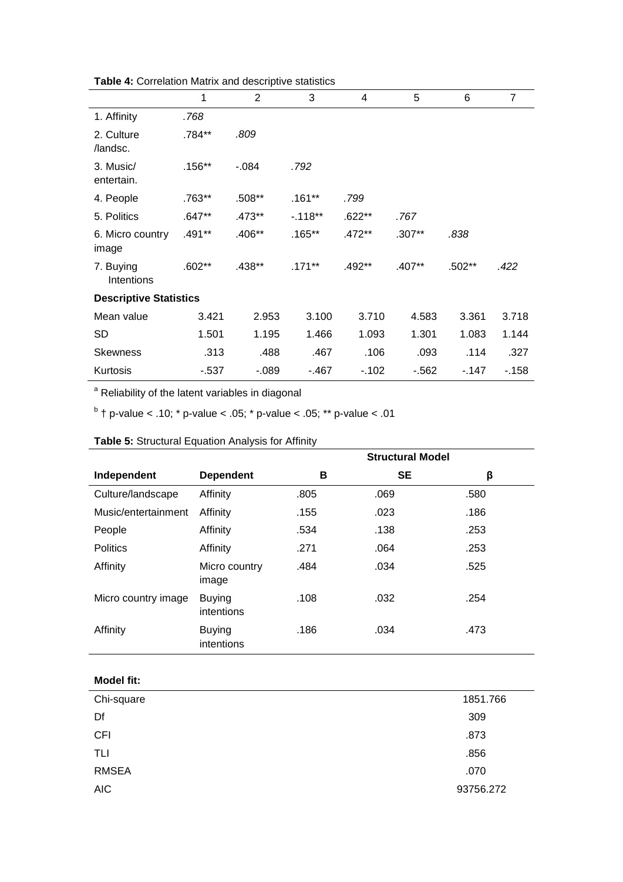**Table 4:** Correlation Matrix and descriptive statistics

| | 1 | 2 | 3 | 4 | 5 | 6 | 7 |
|---|---|---|---|---|---|---|---|
| 1. Affinity | *.768* | | | | | | |
| 2. Culture /landsc. | .784** | *.809* | | | | | |
| 3. Music/ entertain. | .156** | -.084 | *.792* | | | | |
| 4. People | .763** | .508** | .161** | *.799* | | | |
| 5. Politics | .647** | .473** | -.118** | .622** | *.767* | | |
| 6. Micro country image | .491** | .406** | .165** | .472** | .307** | *.838* | |
| 7. Buying Intentions | .602** | .438** | .171** | .492** | .407** | .502** | *.422* |
| **Descriptive Statistics** | | | | | | | |
| Mean value | 3.421 | 2.953 | 3.100 | 3.710 | 4.583 | 3.361 | 3.718 |
| SD | 1.501 | 1.195 | 1.466 | 1.093 | 1.301 | 1.083 | 1.144 |
| Skewness | .313 | .488 | .467 | .106 | .093 | .114 | .327 |
| Kurtosis | -.537 | -.089 | -.467 | -.102 | -.562 | -.147 | -.158 |

[a] Reliability of the latent variables in diagonal

[b] † p-value < .10; * p-value < .05; * p-value < .05; ** p-value < .01

**Table 5:** Structural Equation Analysis for Affinity

| | | Structural Model | | |
|---|---|---|---|---|
| **Independent** | **Dependent** | **B** | **SE** | **β** |
| Culture/landscape | Affinity | .805 | .069 | .580 |
| Music/entertainment | Affinity | .155 | .023 | .186 |
| People | Affinity | .534 | .138 | .253 |
| Politics | Affinity | .271 | .064 | .253 |
| Affinity | Micro country image | .484 | .034 | .525 |
| Micro country image | Buying intentions | .108 | .032 | .254 |
| Affinity | Buying intentions | .186 | .034 | .473 |

| **Model fit:** | |
|---|---|
| Chi-square | 1851.766 |
| Df | 309 |
| CFI | .873 |
| TLI | .856 |
| RMSEA | .070 |
| AIC | 93756.272 |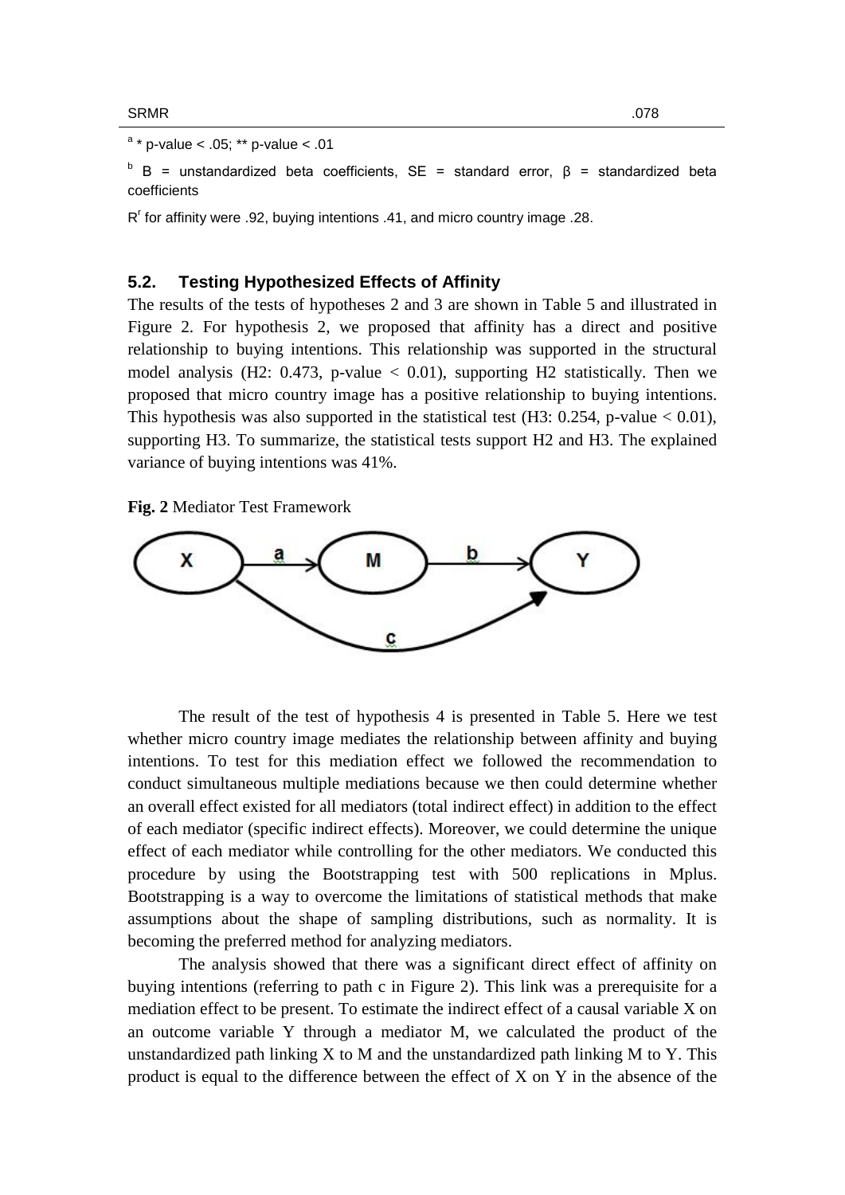| SRMR | .078 |
|---|---|

[a] * p-value < .05; ** p-value < .01

[b] B = unstandardized beta coefficients, SE = standard error, β = standardized beta coefficients

$R^r$ for affinity were .92, buying intentions .41, and micro country image .28.

### 5.2. Testing Hypothesized Effects of Affinity

The results of the tests of hypotheses 2 and 3 are shown in Table 5 and illustrated in Figure 2. For hypothesis 2, we proposed that affinity has a direct and positive relationship to buying intentions. This relationship was supported in the structural model analysis (H2: 0.473, p-value < 0.01), supporting H2 statistically. Then we proposed that micro country image has a positive relationship to buying intentions. This hypothesis was also supported in the statistical test (H3: 0.254, p-value < 0.01), supporting H3. To summarize, the statistical tests support H2 and H3. The explained variance of buying intentions was 41%.

**Fig. 2** Mediator Test Framework

The result of the test of hypothesis 4 is presented in Table 5. Here we test whether micro country image mediates the relationship between affinity and buying intentions. To test for this mediation effect we followed the recommendation to conduct simultaneous multiple mediations because we then could determine whether an overall effect existed for all mediators (total indirect effect) in addition to the effect of each mediator (specific indirect effects). Moreover, we could determine the unique effect of each mediator while controlling for the other mediators. We conducted this procedure by using the Bootstrapping test with 500 replications in Mplus. Bootstrapping is a way to overcome the limitations of statistical methods that make assumptions about the shape of sampling distributions, such as normality. It is becoming the preferred method for analyzing mediators.

The analysis showed that there was a significant direct effect of affinity on buying intentions (referring to path c in Figure 2). This link was a prerequisite for a mediation effect to be present. To estimate the indirect effect of a causal variable X on an outcome variable Y through a mediator M, we calculated the product of the unstandardized path linking X to M and the unstandardized path linking M to Y. This product is equal to the difference between the effect of X on Y in the absence of the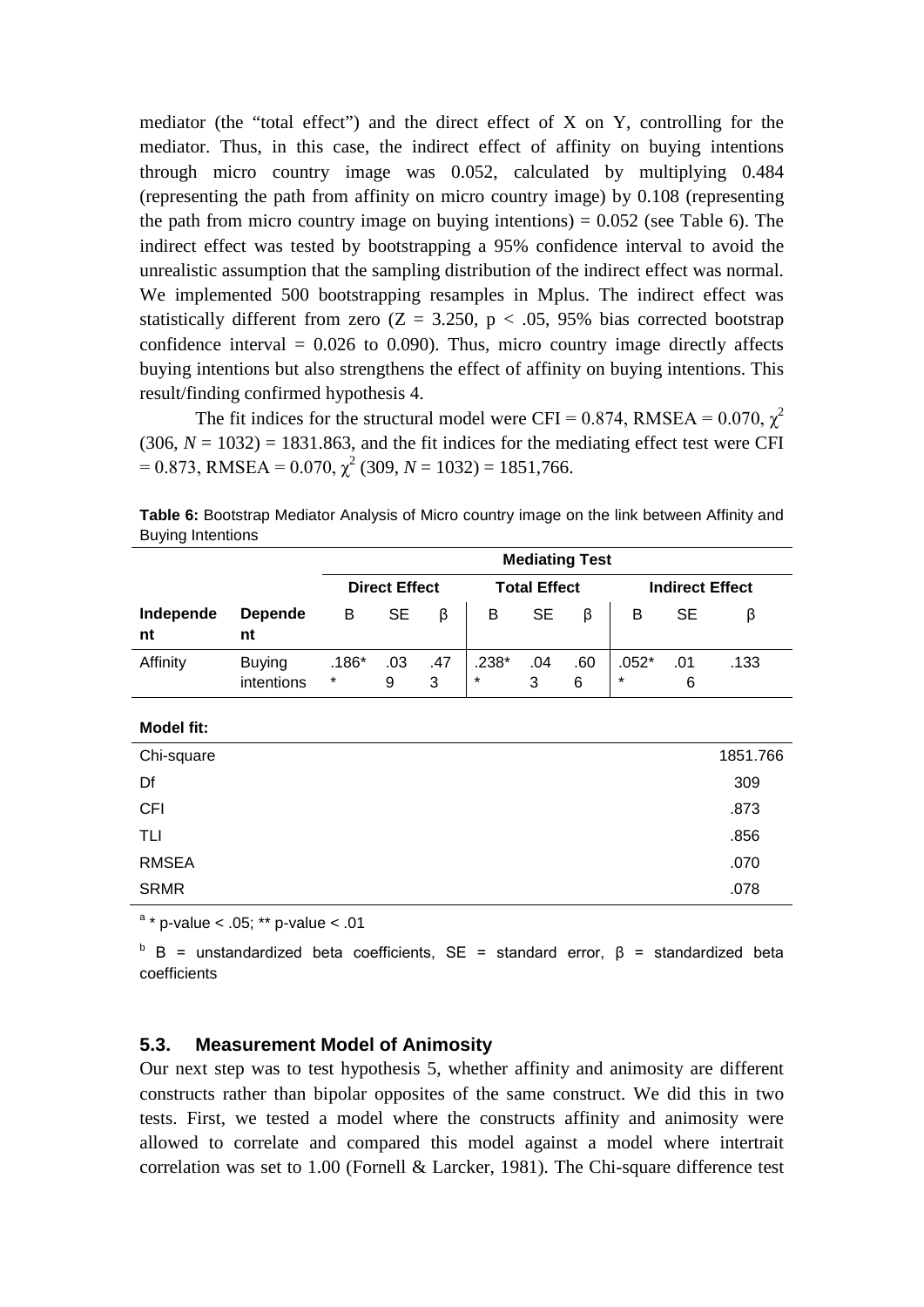mediator (the "total effect") and the direct effect of X on Y, controlling for the mediator. Thus, in this case, the indirect effect of affinity on buying intentions through micro country image was 0.052, calculated by multiplying 0.484 (representing the path from affinity on micro country image) by 0.108 (representing the path from micro country image on buying intentions) = 0.052 (see Table 6). The indirect effect was tested by bootstrapping a 95% confidence interval to avoid the unrealistic assumption that the sampling distribution of the indirect effect was normal. We implemented 500 bootstrapping resamples in Mplus. The indirect effect was statistically different from zero ($Z = 3.250$, $p < .05$, 95% bias corrected bootstrap confidence interval = 0.026 to 0.090). Thus, micro country image directly affects buying intentions but also strengthens the effect of affinity on buying intentions. This result/finding confirmed hypothesis 4.

The fit indices for the structural model were CFI = 0.874, RMSEA = 0.070, $\chi^2$ (306, $N$ = 1032) = 1831.863, and the fit indices for the mediating effect test were CFI = 0.873, RMSEA = 0.070, $\chi^2$ (309, $N$ = 1032) = 1851,766.

**Table 6:** Bootstrap Mediator Analysis of Micro country image on the link between Affinity and Buying Intentions

| | | Mediating Test | | | | | | | | |
|---|---|---|---|---|---|---|---|---|---|---|
| | | Direct Effect | | | Total Effect | | | Indirect Effect | | |
| **Independent** | **Dependent** | B | SE | β | B | SE | β | B | SE | β |
| Affinity | Buying intentions | .186** | .039 | .473 | .238** | .043 | .606 | .052** | .016 | .133 |

| **Model fit:** | |
|---|---|
| Chi-square | 1851.766 |
| Df | 309 |
| CFI | .873 |
| TLI | .856 |
| RMSEA | .070 |
| SRMR | .078 |

[a] * p-value < .05; ** p-value < .01

[b] B = unstandardized beta coefficients, SE = standard error, β = standardized beta coefficients

### 5.3. Measurement Model of Animosity

Our next step was to test hypothesis 5, whether affinity and animosity are different constructs rather than bipolar opposites of the same construct. We did this in two tests. First, we tested a model where the constructs affinity and animosity were allowed to correlate and compared this model against a model where intertrait correlation was set to 1.00 (Fornell & Larcker, 1981). The Chi-square difference test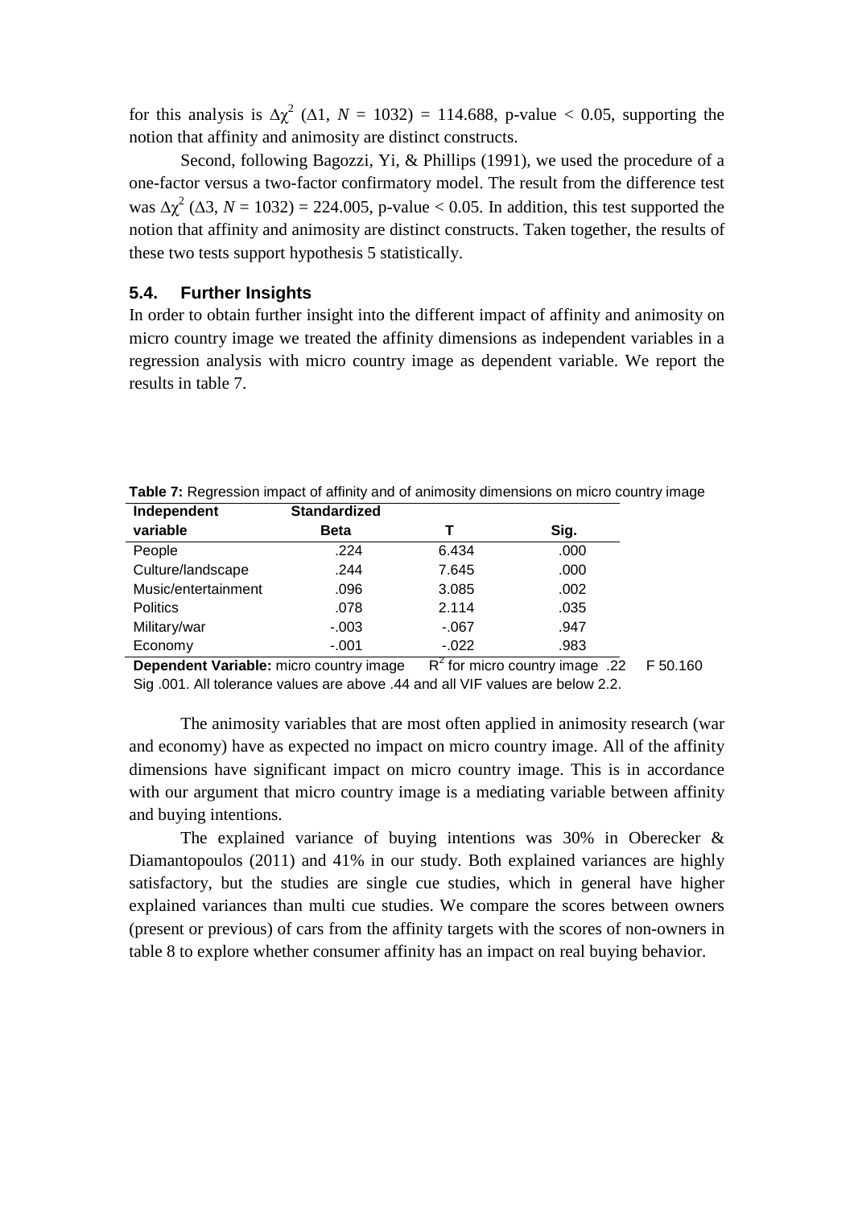for this analysis is $\Delta\chi^2$ ($\Delta 1$, $N$ = 1032) = 114.688, p-value < 0.05, supporting the notion that affinity and animosity are distinct constructs.

Second, following Bagozzi, Yi, & Phillips (1991), we used the procedure of a one-factor versus a two-factor confirmatory model. The result from the difference test was $\Delta\chi^2$ ($\Delta 3$, $N$ = 1032) = 224.005, p-value < 0.05. In addition, this test supported the notion that affinity and animosity are distinct constructs. Taken together, the results of these two tests support hypothesis 5 statistically.

### 5.4. Further Insights

In order to obtain further insight into the different impact of affinity and animosity on micro country image we treated the affinity dimensions as independent variables in a regression analysis with micro country image as dependent variable. We report the results in table 7.

**Table 7:** Regression impact of affinity and of animosity dimensions on micro country image

| Independent variable | Standardized Beta | T | Sig. |
|---|---|---|---|
| People | .224 | 6.434 | .000 |
| Culture/landscape | .244 | 7.645 | .000 |
| Music/entertainment | .096 | 3.085 | .002 |
| Politics | .078 | 2.114 | .035 |
| Military/war | -.003 | -.067 | .947 |
| Economy | -.001 | -.022 | .983 |

**Dependent Variable:** micro country image $R^2$ for micro country image .22 F 50.160 Sig .001. All tolerance values are above .44 and all VIF values are below 2.2.

The animosity variables that are most often applied in animosity research (war and economy) have as expected no impact on micro country image. All of the affinity dimensions have significant impact on micro country image. This is in accordance with our argument that micro country image is a mediating variable between affinity and buying intentions.

The explained variance of buying intentions was 30% in Oberecker & Diamantopoulos (2011) and 41% in our study. Both explained variances are highly satisfactory, but the studies are single cue studies, which in general have higher explained variances than multi cue studies. We compare the scores between owners (present or previous) of cars from the affinity targets with the scores of non-owners in table 8 to explore whether consumer affinity has an impact on real buying behavior.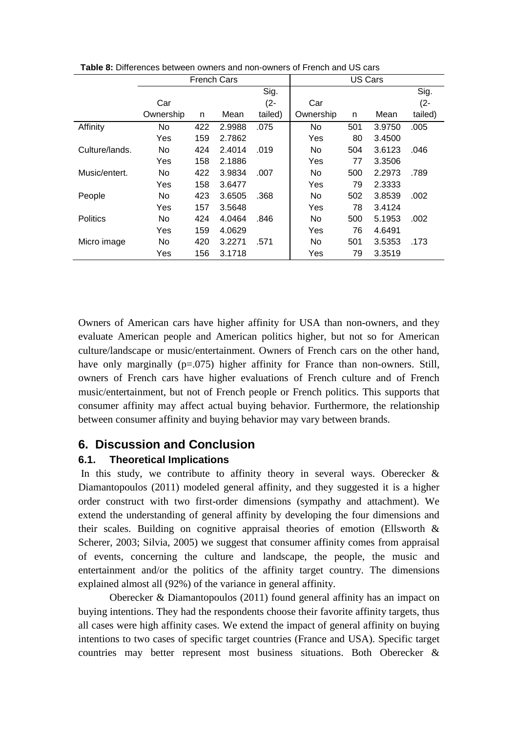**Table 8:** Differences between owners and non-owners of French and US cars

| | French Cars | | | | US Cars | | | |
|---|---|---|---|---|---|---|---|---|
| | Car Ownership | n | Mean | Sig. (2-tailed) | Car Ownership | n | Mean | Sig. (2-tailed) |
| Affinity | No | 422 | 2.9988 | .075 | No | 501 | 3.9750 | .005 |
| | Yes | 159 | 2.7862 | | Yes | 80 | 3.4500 | |
| Culture/lands. | No | 424 | 2.4014 | .019 | No | 504 | 3.6123 | .046 |
| | Yes | 158 | 2.1886 | | Yes | 77 | 3.3506 | |
| Music/entert. | No | 422 | 3.9834 | .007 | No | 500 | 2.2973 | .789 |
| | Yes | 158 | 3.6477 | | Yes | 79 | 2.3333 | |
| People | No | 423 | 3.6505 | .368 | No | 502 | 3.8539 | .002 |
| | Yes | 157 | 3.5648 | | Yes | 78 | 3.4124 | |
| Politics | No | 424 | 4.0464 | .846 | No | 500 | 5.1953 | .002 |
| | Yes | 159 | 4.0629 | | Yes | 76 | 4.6491 | |
| Micro image | No | 420 | 3.2271 | .571 | No | 501 | 3.5353 | .173 |
| | Yes | 156 | 3.1718 | | Yes | 79 | 3.3519 | |

Owners of American cars have higher affinity for USA than non-owners, and they evaluate American people and American politics higher, but not so for American culture/landscape or music/entertainment. Owners of French cars on the other hand, have only marginally ($p=.075$) higher affinity for France than non-owners. Still, owners of French cars have higher evaluations of French culture and of French music/entertainment, but not of French people or French politics. This supports that consumer affinity may affect actual buying behavior. Furthermore, the relationship between consumer affinity and buying behavior may vary between brands.

## 6. Discussion and Conclusion

### 6.1. Theoretical Implications

In this study, we contribute to affinity theory in several ways. Oberecker & Diamantopoulos (2011) modeled general affinity, and they suggested it is a higher order construct with two first-order dimensions (sympathy and attachment). We extend the understanding of general affinity by developing the four dimensions and their scales. Building on cognitive appraisal theories of emotion (Ellsworth & Scherer, 2003; Silvia, 2005) we suggest that consumer affinity comes from appraisal of events, concerning the culture and landscape, the people, the music and entertainment and/or the politics of the affinity target country. The dimensions explained almost all (92%) of the variance in general affinity.

Oberecker & Diamantopoulos (2011) found general affinity has an impact on buying intentions. They had the respondents choose their favorite affinity targets, thus all cases were high affinity cases. We extend the impact of general affinity on buying intentions to two cases of specific target countries (France and USA). Specific target countries may better represent most business situations. Both Oberecker &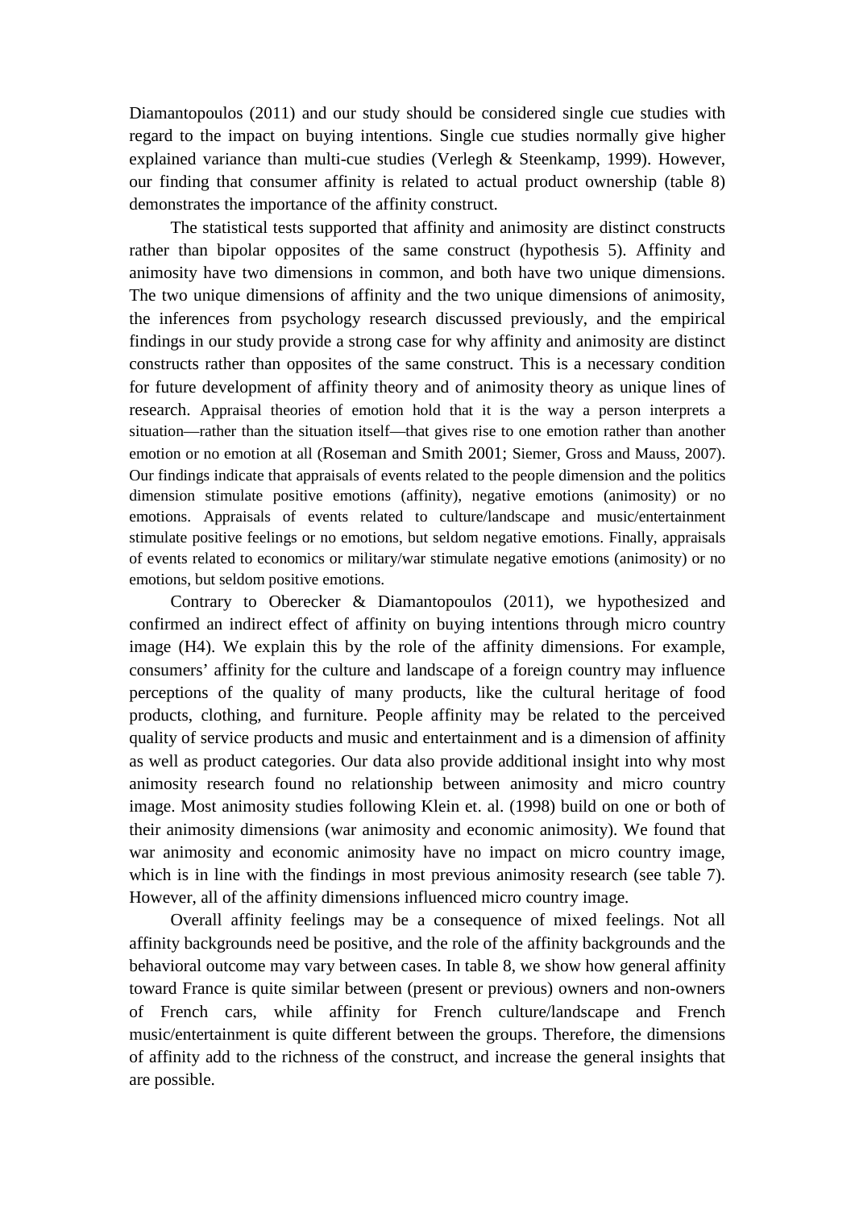Diamantopoulos (2011) and our study should be considered single cue studies with regard to the impact on buying intentions. Single cue studies normally give higher explained variance than multi-cue studies (Verlegh & Steenkamp, 1999). However, our finding that consumer affinity is related to actual product ownership (table 8) demonstrates the importance of the affinity construct.

The statistical tests supported that affinity and animosity are distinct constructs rather than bipolar opposites of the same construct (hypothesis 5). Affinity and animosity have two dimensions in common, and both have two unique dimensions. The two unique dimensions of affinity and the two unique dimensions of animosity, the inferences from psychology research discussed previously, and the empirical findings in our study provide a strong case for why affinity and animosity are distinct constructs rather than opposites of the same construct. This is a necessary condition for future development of affinity theory and of animosity theory as unique lines of research. Appraisal theories of emotion hold that it is the way a person interprets a situation—rather than the situation itself—that gives rise to one emotion rather than another emotion or no emotion at all (Roseman and Smith 2001; Siemer, Gross and Mauss, 2007). Our findings indicate that appraisals of events related to the people dimension and the politics dimension stimulate positive emotions (affinity), negative emotions (animosity) or no emotions. Appraisals of events related to culture/landscape and music/entertainment stimulate positive feelings or no emotions, but seldom negative emotions. Finally, appraisals of events related to economics or military/war stimulate negative emotions (animosity) or no emotions, but seldom positive emotions.

Contrary to Oberecker & Diamantopoulos (2011), we hypothesized and confirmed an indirect effect of affinity on buying intentions through micro country image (H4). We explain this by the role of the affinity dimensions. For example, consumers' affinity for the culture and landscape of a foreign country may influence perceptions of the quality of many products, like the cultural heritage of food products, clothing, and furniture. People affinity may be related to the perceived quality of service products and music and entertainment and is a dimension of affinity as well as product categories. Our data also provide additional insight into why most animosity research found no relationship between animosity and micro country image. Most animosity studies following Klein et. al. (1998) build on one or both of their animosity dimensions (war animosity and economic animosity). We found that war animosity and economic animosity have no impact on micro country image, which is in line with the findings in most previous animosity research (see table 7). However, all of the affinity dimensions influenced micro country image.

Overall affinity feelings may be a consequence of mixed feelings. Not all affinity backgrounds need be positive, and the role of the affinity backgrounds and the behavioral outcome may vary between cases. In table 8, we show how general affinity toward France is quite similar between (present or previous) owners and non-owners of French cars, while affinity for French culture/landscape and French music/entertainment is quite different between the groups. Therefore, the dimensions of affinity add to the richness of the construct, and increase the general insights that are possible.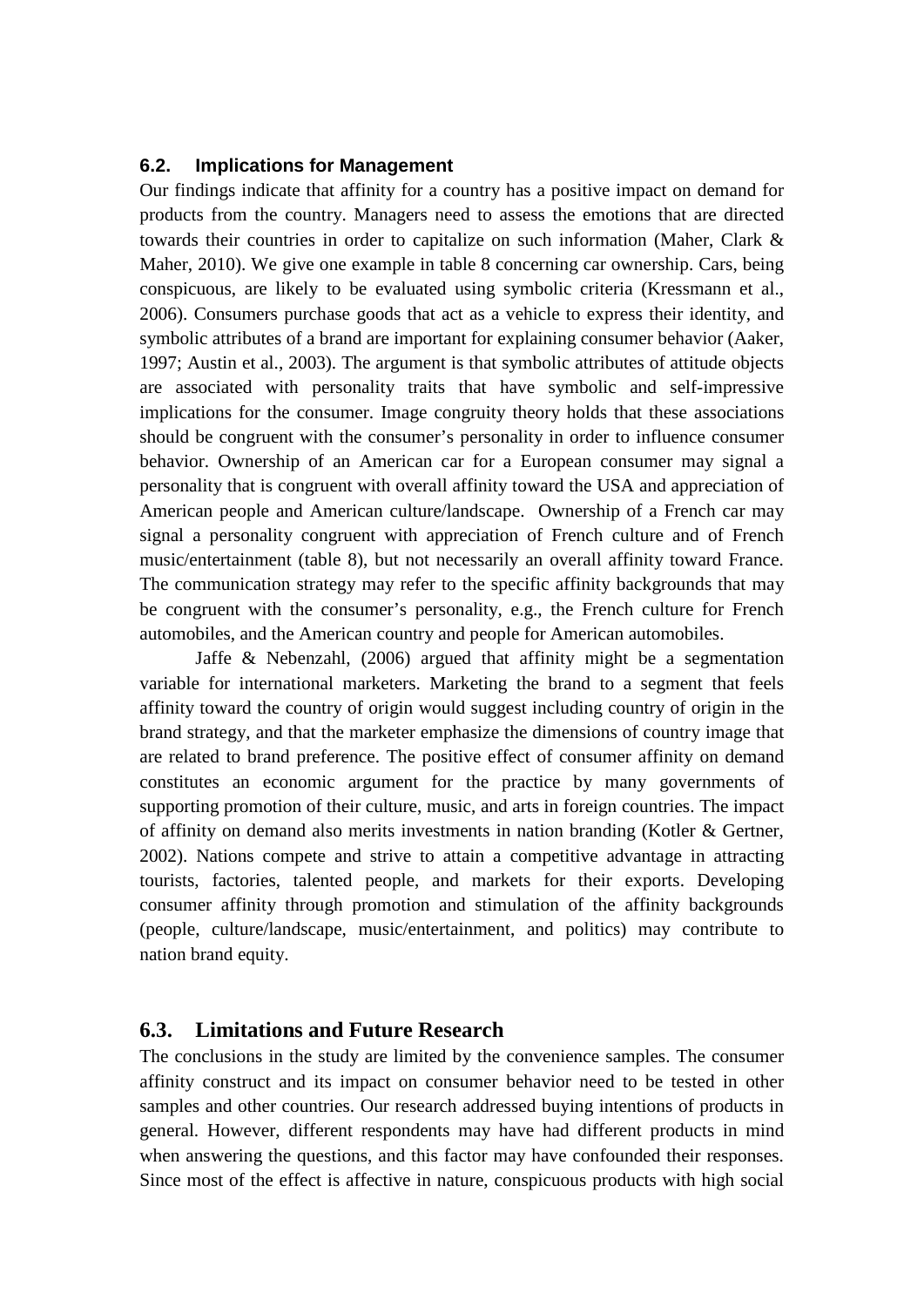### 6.2. Implications for Management

Our findings indicate that affinity for a country has a positive impact on demand for products from the country. Managers need to assess the emotions that are directed towards their countries in order to capitalize on such information (Maher, Clark & Maher, 2010). We give one example in table 8 concerning car ownership. Cars, being conspicuous, are likely to be evaluated using symbolic criteria (Kressmann et al., 2006). Consumers purchase goods that act as a vehicle to express their identity, and symbolic attributes of a brand are important for explaining consumer behavior (Aaker, 1997; Austin et al., 2003). The argument is that symbolic attributes of attitude objects are associated with personality traits that have symbolic and self-impressive implications for the consumer. Image congruity theory holds that these associations should be congruent with the consumer's personality in order to influence consumer behavior. Ownership of an American car for a European consumer may signal a personality that is congruent with overall affinity toward the USA and appreciation of American people and American culture/landscape. Ownership of a French car may signal a personality congruent with appreciation of French culture and of French music/entertainment (table 8), but not necessarily an overall affinity toward France. The communication strategy may refer to the specific affinity backgrounds that may be congruent with the consumer's personality, e.g., the French culture for French automobiles, and the American country and people for American automobiles.

Jaffe & Nebenzahl, (2006) argued that affinity might be a segmentation variable for international marketers. Marketing the brand to a segment that feels affinity toward the country of origin would suggest including country of origin in the brand strategy, and that the marketer emphasize the dimensions of country image that are related to brand preference. The positive effect of consumer affinity on demand constitutes an economic argument for the practice by many governments of supporting promotion of their culture, music, and arts in foreign countries. The impact of affinity on demand also merits investments in nation branding (Kotler & Gertner, 2002). Nations compete and strive to attain a competitive advantage in attracting tourists, factories, talented people, and markets for their exports. Developing consumer affinity through promotion and stimulation of the affinity backgrounds (people, culture/landscape, music/entertainment, and politics) may contribute to nation brand equity.

## 6.3. Limitations and Future Research

The conclusions in the study are limited by the convenience samples. The consumer affinity construct and its impact on consumer behavior need to be tested in other samples and other countries. Our research addressed buying intentions of products in general. However, different respondents may have had different products in mind when answering the questions, and this factor may have confounded their responses. Since most of the effect is affective in nature, conspicuous products with high social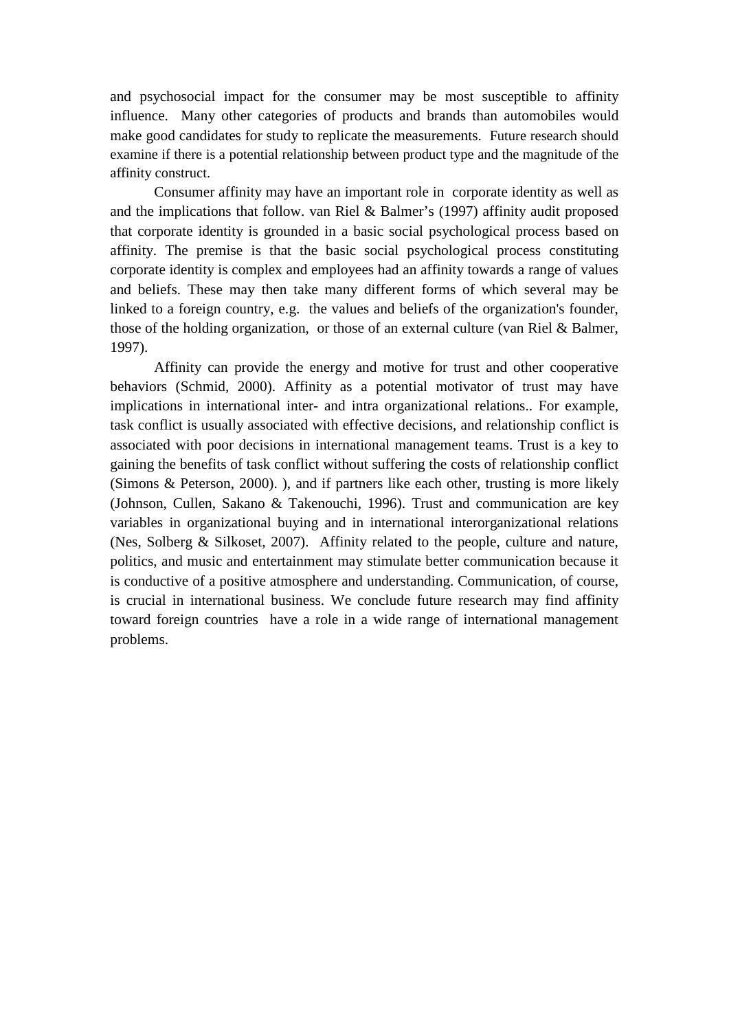and psychosocial impact for the consumer may be most susceptible to affinity influence. Many other categories of products and brands than automobiles would make good candidates for study to replicate the measurements. Future research should examine if there is a potential relationship between product type and the magnitude of the affinity construct.

Consumer affinity may have an important role in corporate identity as well as and the implications that follow. van Riel & Balmer's (1997) affinity audit proposed that corporate identity is grounded in a basic social psychological process based on affinity. The premise is that the basic social psychological process constituting corporate identity is complex and employees had an affinity towards a range of values and beliefs. These may then take many different forms of which several may be linked to a foreign country, e.g. the values and beliefs of the organization's founder, those of the holding organization, or those of an external culture (van Riel & Balmer, 1997).

Affinity can provide the energy and motive for trust and other cooperative behaviors (Schmid, 2000). Affinity as a potential motivator of trust may have implications in international inter- and intra organizational relations.. For example, task conflict is usually associated with effective decisions, and relationship conflict is associated with poor decisions in international management teams. Trust is a key to gaining the benefits of task conflict without suffering the costs of relationship conflict (Simons & Peterson, 2000). ), and if partners like each other, trusting is more likely (Johnson, Cullen, Sakano & Takenouchi, 1996). Trust and communication are key variables in organizational buying and in international interorganizational relations (Nes, Solberg & Silkoset, 2007). Affinity related to the people, culture and nature, politics, and music and entertainment may stimulate better communication because it is conductive of a positive atmosphere and understanding. Communication, of course, is crucial in international business. We conclude future research may find affinity toward foreign countries have a role in a wide range of international management problems.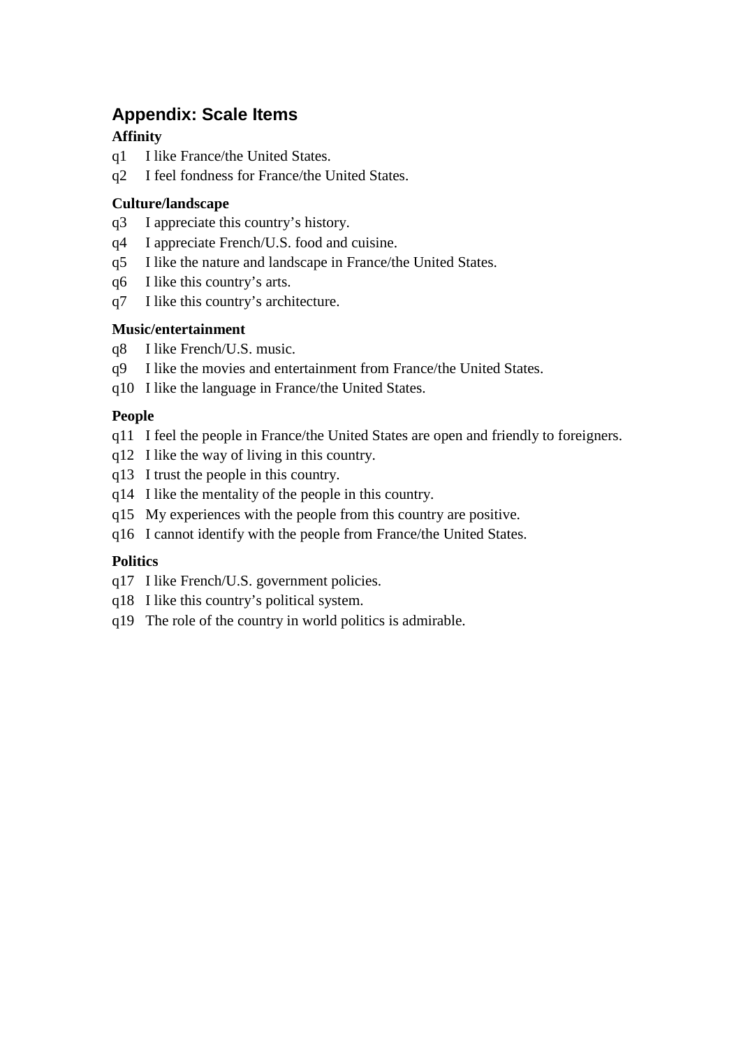## Appendix: Scale Items

**Affinity**

q1 I like France/the United States.
q2 I feel fondness for France/the United States.

**Culture/landscape**

q3 I appreciate this country’s history.
q4 I appreciate French/U.S. food and cuisine.
q5 I like the nature and landscape in France/the United States.
q6 I like this country’s arts.
q7 I like this country’s architecture.

**Music/entertainment**

q8 I like French/U.S. music.
q9 I like the movies and entertainment from France/the United States.
q10 I like the language in France/the United States.

**People**

q11 I feel the people in France/the United States are open and friendly to foreigners.
q12 I like the way of living in this country.
q13 I trust the people in this country.
q14 I like the mentality of the people in this country.
q15 My experiences with the people from this country are positive.
q16 I cannot identify with the people from France/the United States.

**Politics**

q17 I like French/U.S. government policies.
q18 I like this country’s political system.
q19 The role of the country in world politics is admirable.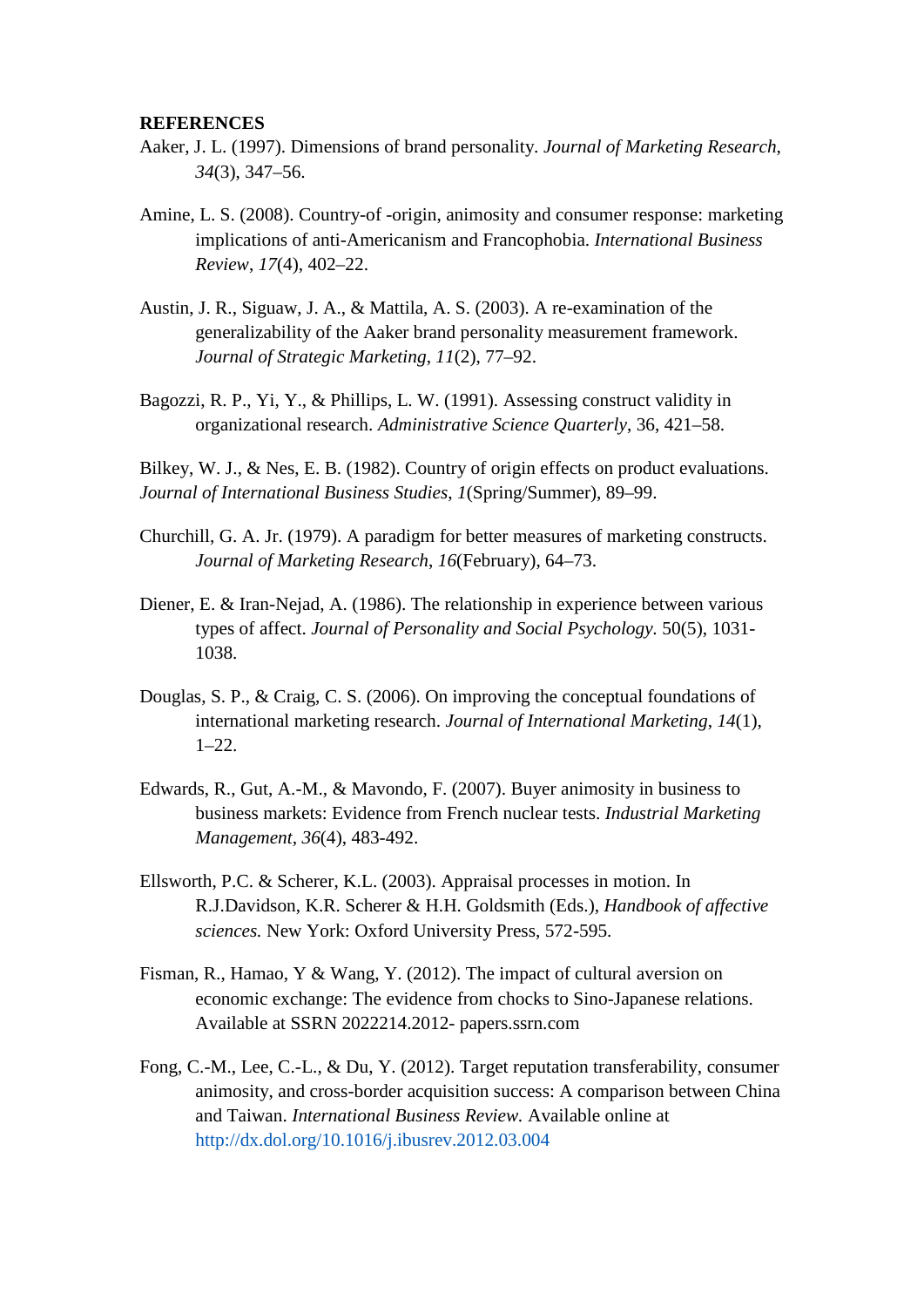**REFERENCES**

Aaker, J. L. (1997). Dimensions of brand personality. *Journal of Marketing Research*, *34*(3), 347–56.

Amine, L. S. (2008). Country-of -origin, animosity and consumer response: marketing implications of anti-Americanism and Francophobia. *International Business Review*, *17*(4), 402–22.

Austin, J. R., Siguaw, J. A., & Mattila, A. S. (2003). A re-examination of the generalizability of the Aaker brand personality measurement framework. *Journal of Strategic Marketing*, *11*(2), 77–92.

Bagozzi, R. P., Yi, Y., & Phillips, L. W. (1991). Assessing construct validity in organizational research. *Administrative Science Quarterly*, 36, 421–58.

Bilkey, W. J., & Nes, E. B. (1982). Country of origin effects on product evaluations. *Journal of International Business Studies*, *1*(Spring/Summer), 89–99.

Churchill, G. A. Jr. (1979). A paradigm for better measures of marketing constructs. *Journal of Marketing Research*, *16*(February), 64–73.

Diener, E. & Iran-Nejad, A. (1986). The relationship in experience between various types of affect. *Journal of Personality and Social Psychology*. 50(5), 1031-1038.

Douglas, S. P., & Craig, C. S. (2006). On improving the conceptual foundations of international marketing research. *Journal of International Marketing*, *14*(1), 1–22.

Edwards, R., Gut, A.-M., & Mavondo, F. (2007). Buyer animosity in business to business markets: Evidence from French nuclear tests. *Industrial Marketing Management*, *36*(4), 483-492.

Ellsworth, P.C. & Scherer, K.L. (2003). Appraisal processes in motion. In R.J.Davidson, K.R. Scherer & H.H. Goldsmith (Eds.), *Handbook of affective sciences.* New York: Oxford University Press, 572-595.

Fisman, R., Hamao, Y & Wang, Y. (2012). The impact of cultural aversion on economic exchange: The evidence from chocks to Sino-Japanese relations. Available at SSRN 2022214.2012- papers.ssrn.com

Fong, C.-M., Lee, C.-L., & Du, Y. (2012). Target reputation transferability, consumer animosity, and cross-border acquisition success: A comparison between China and Taiwan. *International Business Review.* Available online at http://dx.dol.org/10.1016/j.ibusrev.2012.03.004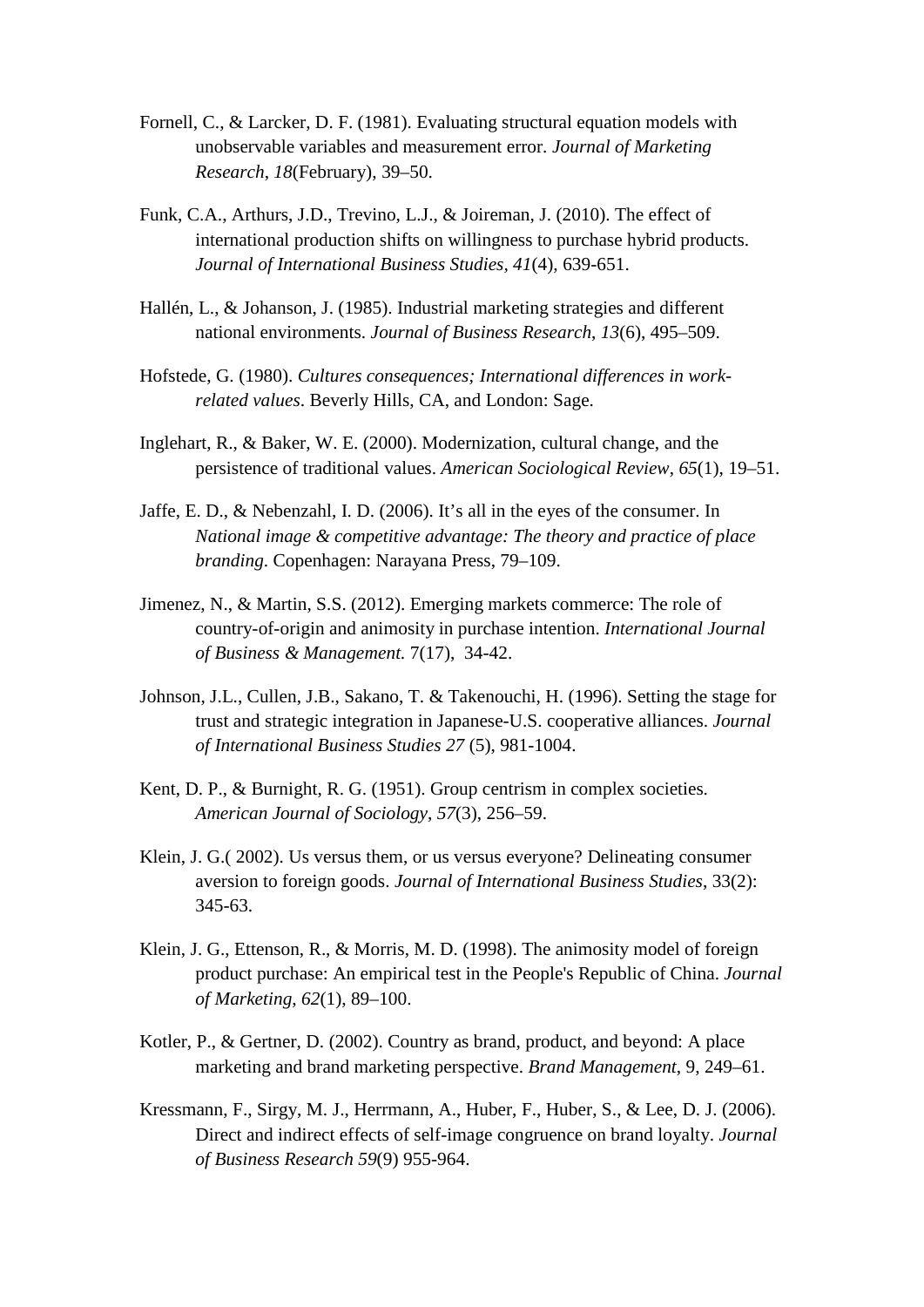Fornell, C., & Larcker, D. F. (1981). Evaluating structural equation models with unobservable variables and measurement error. *Journal of Marketing Research*, *18*(February), 39–50.

Funk, C.A., Arthurs, J.D., Trevino, L.J., & Joireman, J. (2010). The effect of international production shifts on willingness to purchase hybrid products. *Journal of International Business Studies, 41*(4), 639-651.

Hallén, L., & Johanson, J. (1985). Industrial marketing strategies and different national environments. *Journal of Business Research*, *13*(6), 495–509.

Hofstede, G. (1980). *Cultures consequences; International differences in work-related values*. Beverly Hills, CA, and London: Sage.

Inglehart, R., & Baker, W. E. (2000). Modernization, cultural change, and the persistence of traditional values. *American Sociological Review*, *65*(1), 19–51.

Jaffe, E. D., & Nebenzahl, I. D. (2006). It's all in the eyes of the consumer. In *National image & competitive advantage: The theory and practice of place branding*. Copenhagen: Narayana Press, 79–109.

Jimenez, N., & Martin, S.S. (2012). Emerging markets commerce: The role of country-of-origin and animosity in purchase intention. *International Journal of Business & Management*. 7(17), 34-42.

Johnson, J.L., Cullen, J.B., Sakano, T. & Takenouchi, H. (1996). Setting the stage for trust and strategic integration in Japanese-U.S. cooperative alliances. *Journal of International Business Studies 27* (5), 981-1004.

Kent, D. P., & Burnight, R. G. (1951). Group centrism in complex societies. *American Journal of Sociology*, *57*(3), 256–59.

Klein, J. G.( 2002). Us versus them, or us versus everyone? Delineating consumer aversion to foreign goods. *Journal of International Business Studies*, 33(2): 345-63.

Klein, J. G., Ettenson, R., & Morris, M. D. (1998). The animosity model of foreign product purchase: An empirical test in the People's Republic of China. *Journal of Marketing*, *62*(1), 89–100.

Kotler, P., & Gertner, D. (2002). Country as brand, product, and beyond: A place marketing and brand marketing perspective. *Brand Management*, 9, 249–61.

Kressmann, F., Sirgy, M. J., Herrmann, A., Huber, F., Huber, S., & Lee, D. J. (2006). Direct and indirect effects of self-image congruence on brand loyalty. *Journal of Business Research 59*(9) 955-964.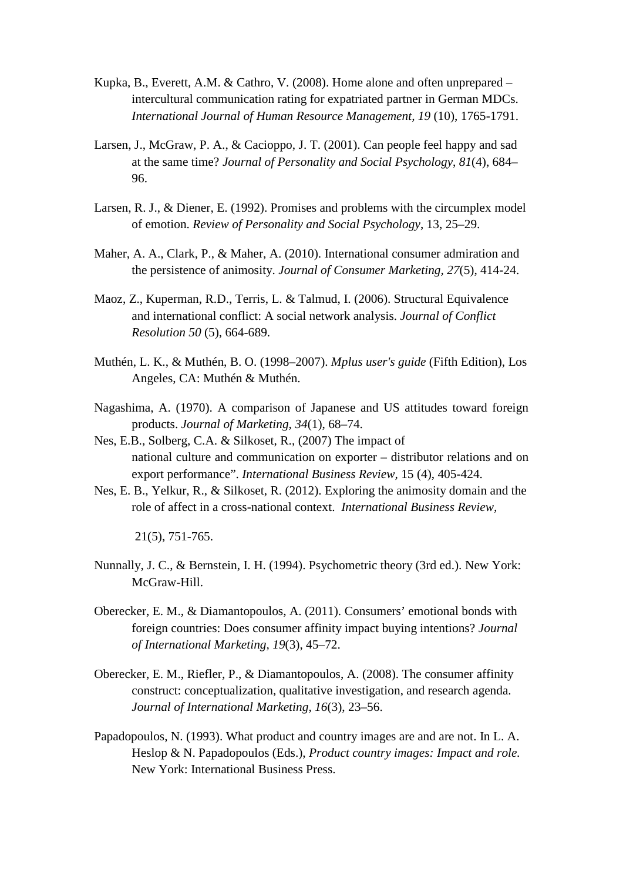Kupka, B., Everett, A.M. & Cathro, V. (2008). Home alone and often unprepared – intercultural communication rating for expatriated partner in German MDCs. *International Journal of Human Resource Management, 19* (10), 1765-1791.

Larsen, J., McGraw, P. A., & Cacioppo, J. T. (2001). Can people feel happy and sad at the same time? *Journal of Personality and Social Psychology*, *81*(4), 684–96.

Larsen, R. J., & Diener, E. (1992). Promises and problems with the circumplex model of emotion. *Review of Personality and Social Psychology*, 13, 25–29.

Maher, A. A., Clark, P., & Maher, A. (2010). International consumer admiration and the persistence of animosity. *Journal of Consumer Marketing, 27*(5), 414-24.

Maoz, Z., Kuperman, R.D., Terris, L. & Talmud, I. (2006). Structural Equivalence and international conflict: A social network analysis. *Journal of Conflict Resolution 50* (5), 664-689.

Muthén, L. K., & Muthén, B. O. (1998–2007). *Mplus user's guide* (Fifth Edition), Los Angeles, CA: Muthén & Muthén.

Nagashima, A. (1970). A comparison of Japanese and US attitudes toward foreign products. *Journal of Marketing, 34*(1), 68–74.

Nes, E.B., Solberg, C.A. & Silkoset, R., (2007) The impact of national culture and communication on exporter – distributor relations and on export performance". *International Business Review*, 15 (4), 405-424.

Nes, E. B., Yelkur, R., & Silkoset, R. (2012). Exploring the animosity domain and the role of affect in a cross-national context. *International Business Review*, 21(5), 751-765.

Nunnally, J. C., & Bernstein, I. H. (1994). Psychometric theory (3rd ed.). New York: McGraw-Hill.

Oberecker, E. M., & Diamantopoulos, A. (2011). Consumers' emotional bonds with foreign countries: Does consumer affinity impact buying intentions? *Journal of International Marketing, 19*(3), 45–72.

Oberecker, E. M., Riefler, P., & Diamantopoulos, A. (2008). The consumer affinity construct: conceptualization, qualitative investigation, and research agenda. *Journal of International Marketing*, *16*(3), 23–56.

Papadopoulos, N. (1993). What product and country images are and are not. In L. A. Heslop & N. Papadopoulos (Eds.), *Product country images: Impact and role.* New York: International Business Press.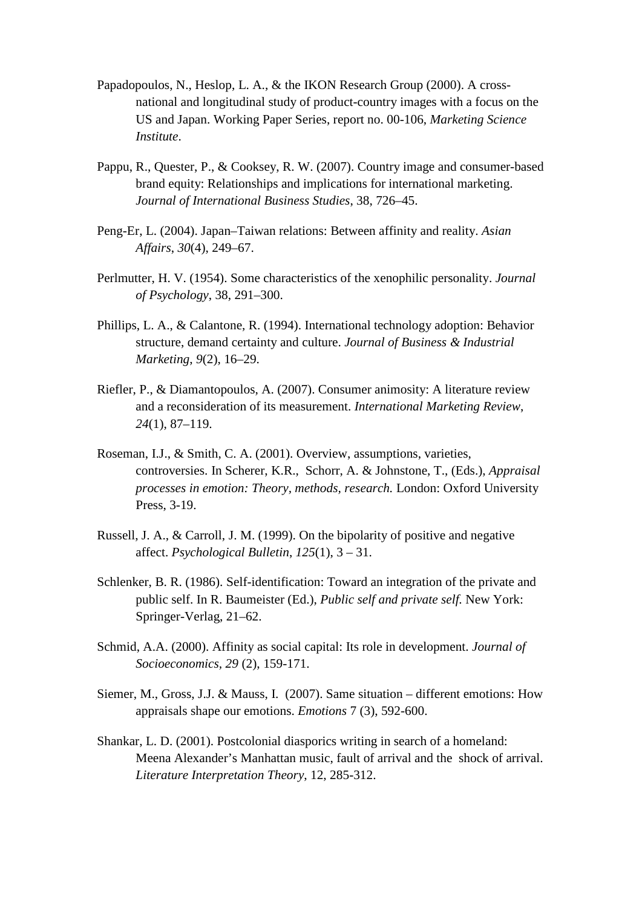Papadopoulos, N., Heslop, L. A., & the IKON Research Group (2000). A cross-national and longitudinal study of product-country images with a focus on the US and Japan. Working Paper Series, report no. 00-106, *Marketing Science Institute*.

Pappu, R., Quester, P., & Cooksey, R. W. (2007). Country image and consumer-based brand equity: Relationships and implications for international marketing. *Journal of International Business Studies*, 38, 726–45.

Peng-Er, L. (2004). Japan–Taiwan relations: Between affinity and reality. *Asian Affairs*, *30*(4), 249–67.

Perlmutter, H. V. (1954). Some characteristics of the xenophilic personality. *Journal of Psychology*, 38, 291–300.

Phillips, L. A., & Calantone, R. (1994). International technology adoption: Behavior structure, demand certainty and culture. *Journal of Business & Industrial Marketing*, *9*(2), 16–29.

Riefler, P., & Diamantopoulos, A. (2007). Consumer animosity: A literature review and a reconsideration of its measurement. *International Marketing Review*, *24*(1), 87–119.

Roseman, I.J., & Smith, C. A. (2001). Overview, assumptions, varieties, controversies. In Scherer, K.R., Schorr, A. & Johnstone, T., (Eds.), *Appraisal processes in emotion: Theory, methods, research.* London: Oxford University Press, 3-19.

Russell, J. A., & Carroll, J. M. (1999). On the bipolarity of positive and negative affect. *Psychological Bulletin*, *125*(1), 3 – 31.

Schlenker, B. R. (1986). Self-identification: Toward an integration of the private and public self. In R. Baumeister (Ed.), *Public self and private self.* New York: Springer-Verlag, 21–62.

Schmid, A.A. (2000). Affinity as social capital: Its role in development. *Journal of Socioeconomics*, *29* (2), 159-171.

Siemer, M., Gross, J.J. & Mauss, I. (2007). Same situation – different emotions: How appraisals shape our emotions. *Emotions* 7 (3), 592-600.

Shankar, L. D. (2001). Postcolonial diasporics writing in search of a homeland: Meena Alexander's Manhattan music, fault of arrival and the shock of arrival. *Literature Interpretation Theory*, 12, 285-312.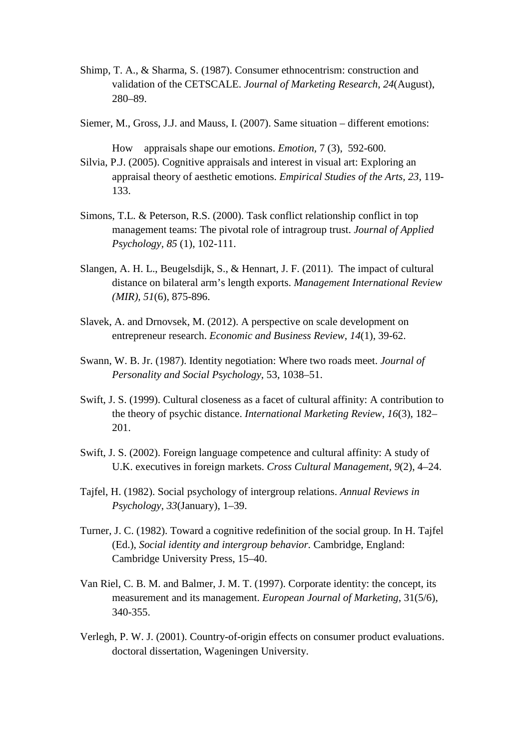Shimp, T. A., & Sharma, S. (1987). Consumer ethnocentrism: construction and validation of the CETSCALE. *Journal of Marketing Research*, *24*(August), 280–89.

Siemer, M., Gross, J.J. and Mauss, I. (2007). Same situation – different emotions: How appraisals shape our emotions. *Emotion*, 7 (3), 592-600.

Silvia, P.J. (2005). Cognitive appraisals and interest in visual art: Exploring an appraisal theory of aesthetic emotions. *Empirical Studies of the Arts, 23*, 119-133.

Simons, T.L. & Peterson, R.S. (2000). Task conflict relationship conflict in top management teams: The pivotal role of intragroup trust. *Journal of Applied Psychology*, *85* (1), 102-111.

Slangen, A. H. L., Beugelsdijk, S., & Hennart, J. F. (2011). The impact of cultural distance on bilateral arm's length exports. *Management International Review (MIR)*, *51*(6), 875-896.

Slavek, A. and Drnovsek, M. (2012). A perspective on scale development on entrepreneur research. *Economic and Business Review*, *14*(1), 39-62.

Swann, W. B. Jr. (1987). Identity negotiation: Where two roads meet. *Journal of Personality and Social Psychology*, 53, 1038–51.

Swift, J. S. (1999). Cultural closeness as a facet of cultural affinity: A contribution to the theory of psychic distance. *International Marketing Review*, *16*(3), 182–201.

Swift, J. S. (2002). Foreign language competence and cultural affinity: A study of U.K. executives in foreign markets. *Cross Cultural Management*, *9*(2), 4–24.

Tajfel, H. (1982). Social psychology of intergroup relations. *Annual Reviews in Psychology*, *33*(January), 1–39.

Turner, J. C. (1982). Toward a cognitive redefinition of the social group. In H. Tajfel (Ed.), *Social identity and intergroup behavior.* Cambridge, England: Cambridge University Press, 15–40.

Van Riel, C. B. M. and Balmer, J. M. T. (1997). Corporate identity: the concept, its measurement and its management. *European Journal of Marketing*, 31(5/6), 340-355.

Verlegh, P. W. J. (2001). Country-of-origin effects on consumer product evaluations. doctoral dissertation, Wageningen University.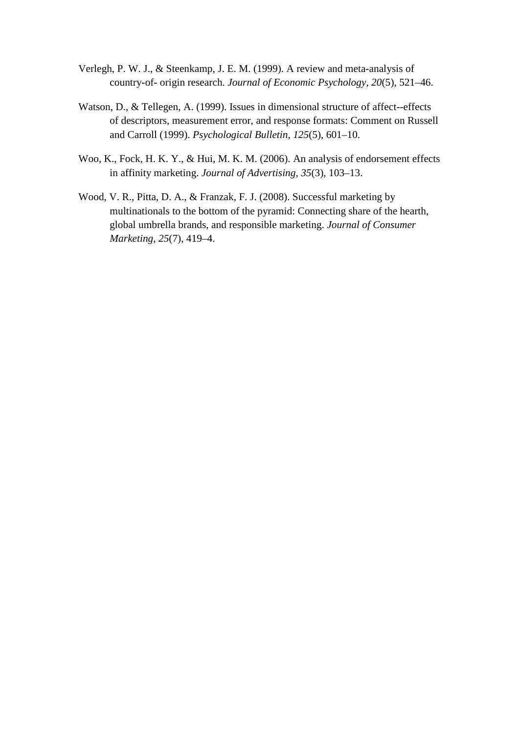Verlegh, P. W. J., & Steenkamp, J. E. M. (1999). A review and meta-analysis of country-of- origin research. *Journal of Economic Psychology*, *20*(5), 521–46.

Watson, D., & Tellegen, A. (1999). Issues in dimensional structure of affect--effects of descriptors, measurement error, and response formats: Comment on Russell and Carroll (1999). *Psychological Bulletin*, *125*(5), 601–10.

Woo, K., Fock, H. K. Y., & Hui, M. K. M. (2006). An analysis of endorsement effects in affinity marketing. *Journal of Advertising*, *35*(3), 103–13.

Wood, V. R., Pitta, D. A., & Franzak, F. J. (2008). Successful marketing by multinationals to the bottom of the pyramid: Connecting share of the hearth, global umbrella brands, and responsible marketing. *Journal of Consumer Marketing, 25*(7), 419–4.